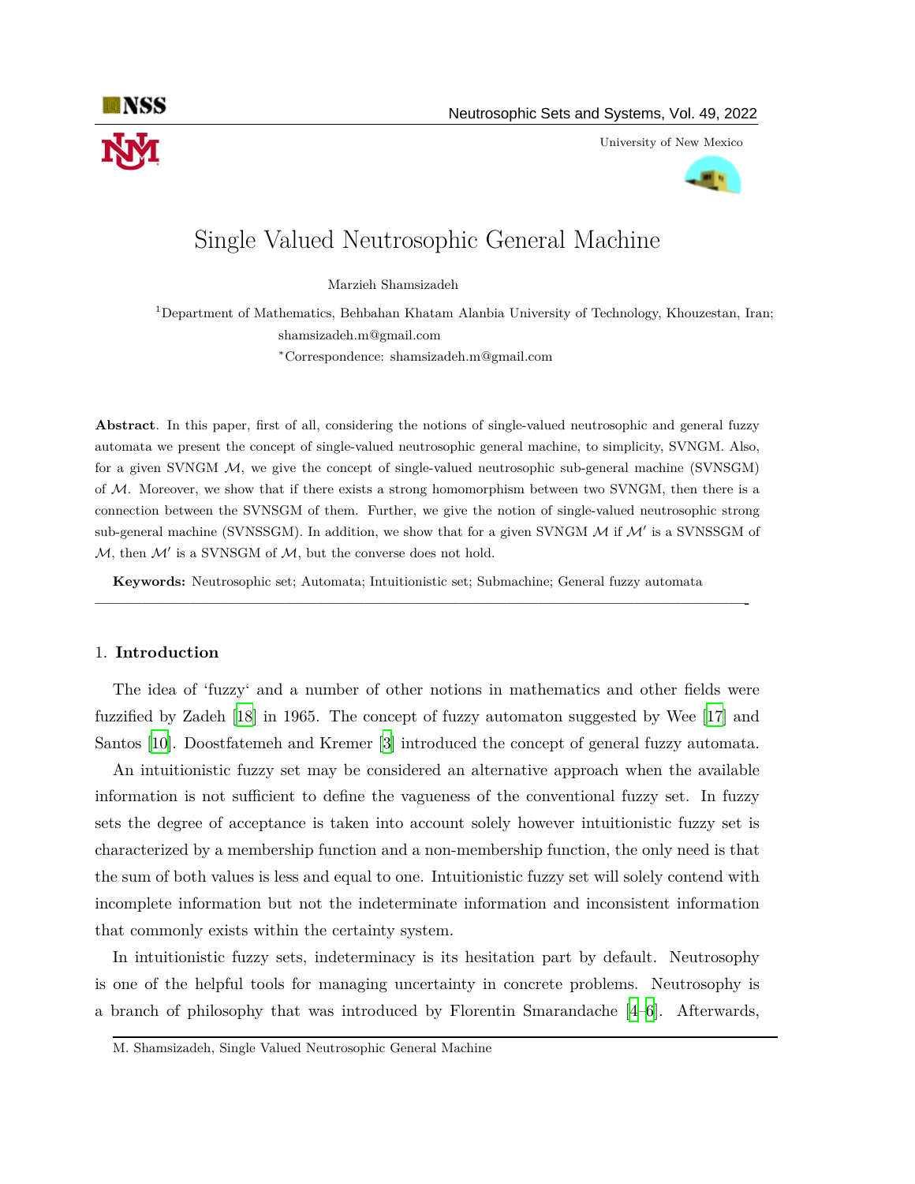# Single Valued Neutrosophic General Machine

Marzieh Shamsizadeh

[1]Department of Mathematics, Behbahan Khatam Alanbia University of Technology, Khouzestan, Iran; shamsizadeh.m@gmail.com

*Correspondence: shamsizadeh.m@gmail.com

**Abstract**. In this paper, first of all, considering the notions of single-valued neutrosophic and general fuzzy automata we present the concept of single-valued neutrosophic general machine, to simplicity, SVNGM. Also, for a given SVNGM $\mathcal{M}$, we give the concept of single-valued neutrosophic sub-general machine (SVNSGM) of $\mathcal{M}$. Moreover, we show that if there exists a strong homomorphism between two SVNGM, then there is a connection between the SVNSGM of them. Further, we give the notion of single-valued neutrosophic strong sub-general machine (SVNSSGM). In addition, we show that for a given SVNGM $\mathcal{M}$ if $\mathcal{M}'$ is a SVNSSGM of $\mathcal{M}$, then $\mathcal{M}'$ is a SVNSGM of $\mathcal{M}$, but the converse does not hold.

**Keywords:** Neutrosophic set; Automata; Intuitionistic set; Submachine; General fuzzy automata

---

## 1. Introduction

The idea of 'fuzzy' and a number of other notions in mathematics and other fields were fuzzified by Zadeh [18] in 1965. The concept of fuzzy automaton suggested by Wee [17] and Santos [10]. Doostfatemeh and Kremer [3] introduced the concept of general fuzzy automata.

An intuitionistic fuzzy set may be considered an alternative approach when the available information is not sufficient to define the vagueness of the conventional fuzzy set. In fuzzy sets the degree of acceptance is taken into account solely however intuitionistic fuzzy set is characterized by a membership function and a non-membership function, the only need is that the sum of both values is less and equal to one. Intuitionistic fuzzy set will solely contend with incomplete information but not the indeterminate information and inconsistent information that commonly exists within the certainty system.

In intuitionistic fuzzy sets, indeterminacy is its hesitation part by default. Neutrosophy is one of the helpful tools for managing uncertainty in concrete problems. Neutrosophy is a branch of philosophy that was introduced by Florentin Smarandache [4–6]. Afterwards,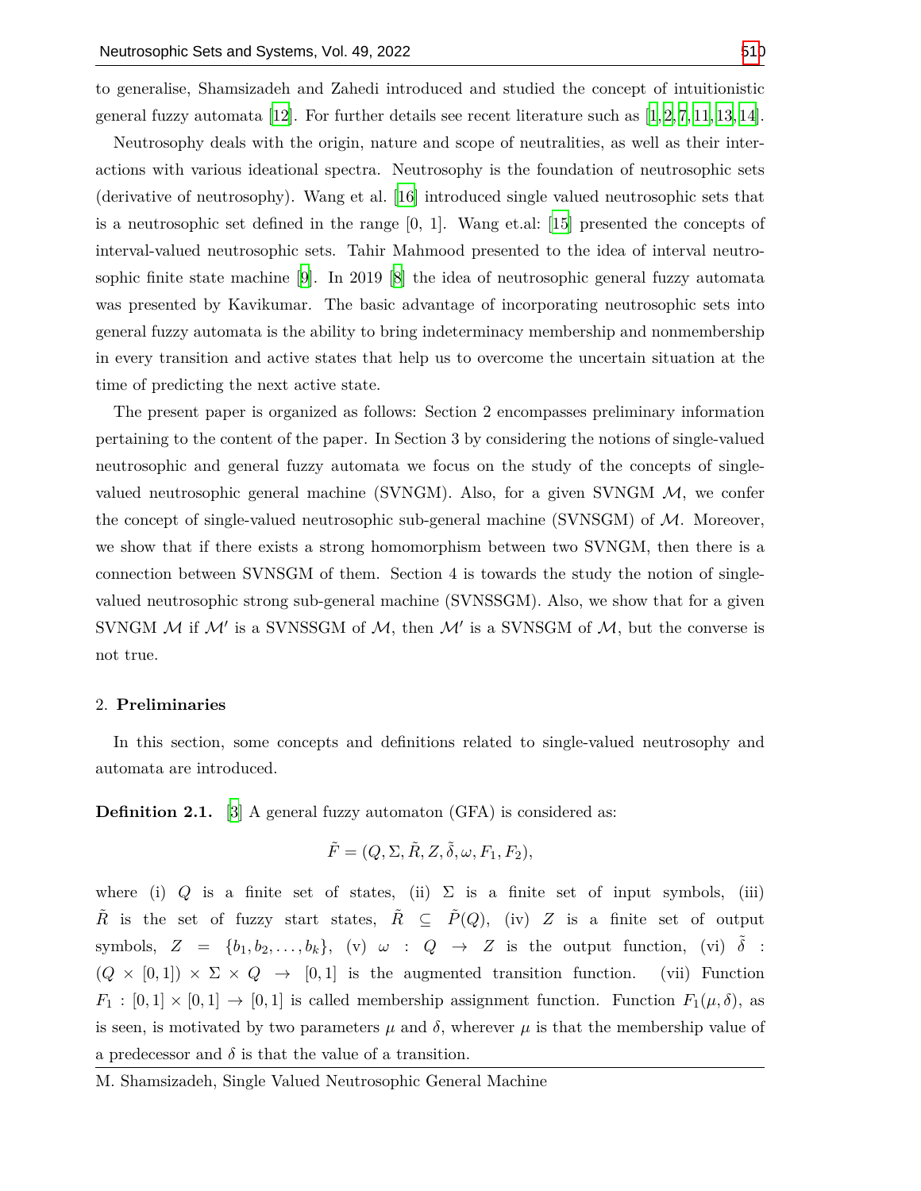to generalise, Shamsizadeh and Zahedi introduced and studied the concept of intuitionistic general fuzzy automata [12]. For further details see recent literature such as [1,2,7,11,13,14].

Neutrosophy deals with the origin, nature and scope of neutralities, as well as their interactions with various ideational spectra. Neutrosophy is the foundation of neutrosophic sets (derivative of neutrosophy). Wang et al. [16] introduced single valued neutrosophic sets that is a neutrosophic set defined in the range [0, 1]. Wang et.al: [15] presented the concepts of interval-valued neutrosophic sets. Tahir Mahmood presented to the idea of interval neutrosophic finite state machine [9]. In 2019 [8] the idea of neutrosophic general fuzzy automata was presented by Kavikumar. The basic advantage of incorporating neutrosophic sets into general fuzzy automata is the ability to bring indeterminacy membership and nonmembership in every transition and active states that help us to overcome the uncertain situation at the time of predicting the next active state.

The present paper is organized as follows: Section 2 encompasses preliminary information pertaining to the content of the paper. In Section 3 by considering the notions of single-valued neutrosophic and general fuzzy automata we focus on the study of the concepts of single-valued neutrosophic general machine (SVNGM). Also, for a given SVNGM $\mathcal{M}$, we confer the concept of single-valued neutrosophic sub-general machine (SVNSGM) of $\mathcal{M}$. Moreover, we show that if there exists a strong homomorphism between two SVNGM, then there is a connection between SVNSGM of them. Section 4 is towards the study the notion of single-valued neutrosophic strong sub-general machine (SVNSSGM). Also, we show that for a given SVNGM $\mathcal{M}$ if $\mathcal{M}'$ is a SVNSSGM of $\mathcal{M}$, then $\mathcal{M}'$ is a SVNSGM of $\mathcal{M}$, but the converse is not true.

## 2. Preliminaries

In this section, some concepts and definitions related to single-valued neutrosophy and automata are introduced.

**Definition 2.1.** [3] A general fuzzy automaton (GFA) is considered as:

$$\tilde{F} = (Q, \Sigma, \tilde{R}, Z, \tilde{\delta}, \omega, F_1, F_2),$$

where (i) $Q$ is a finite set of states, (ii) $\Sigma$ is a finite set of input symbols, (iii) $\tilde{R}$ is the set of fuzzy start states, $\tilde{R} \subseteq \tilde{P}(Q)$, (iv) $Z$ is a finite set of output symbols, $Z = \{b_1, b_2, \ldots, b_k\}$, (v) $\omega : Q \rightarrow Z$ is the output function, (vi) $\tilde{\delta} : (Q \times [0,1]) \times \Sigma \times Q \rightarrow [0,1]$ is the augmented transition function. (vii) Function $F_1 : [0,1] \times [0,1] \rightarrow [0,1]$ is called membership assignment function. Function $F_1(\mu, \delta)$, as is seen, is motivated by two parameters $\mu$ and $\delta$, wherever $\mu$ is that the membership value of a predecessor and $\delta$ is that the value of a transition.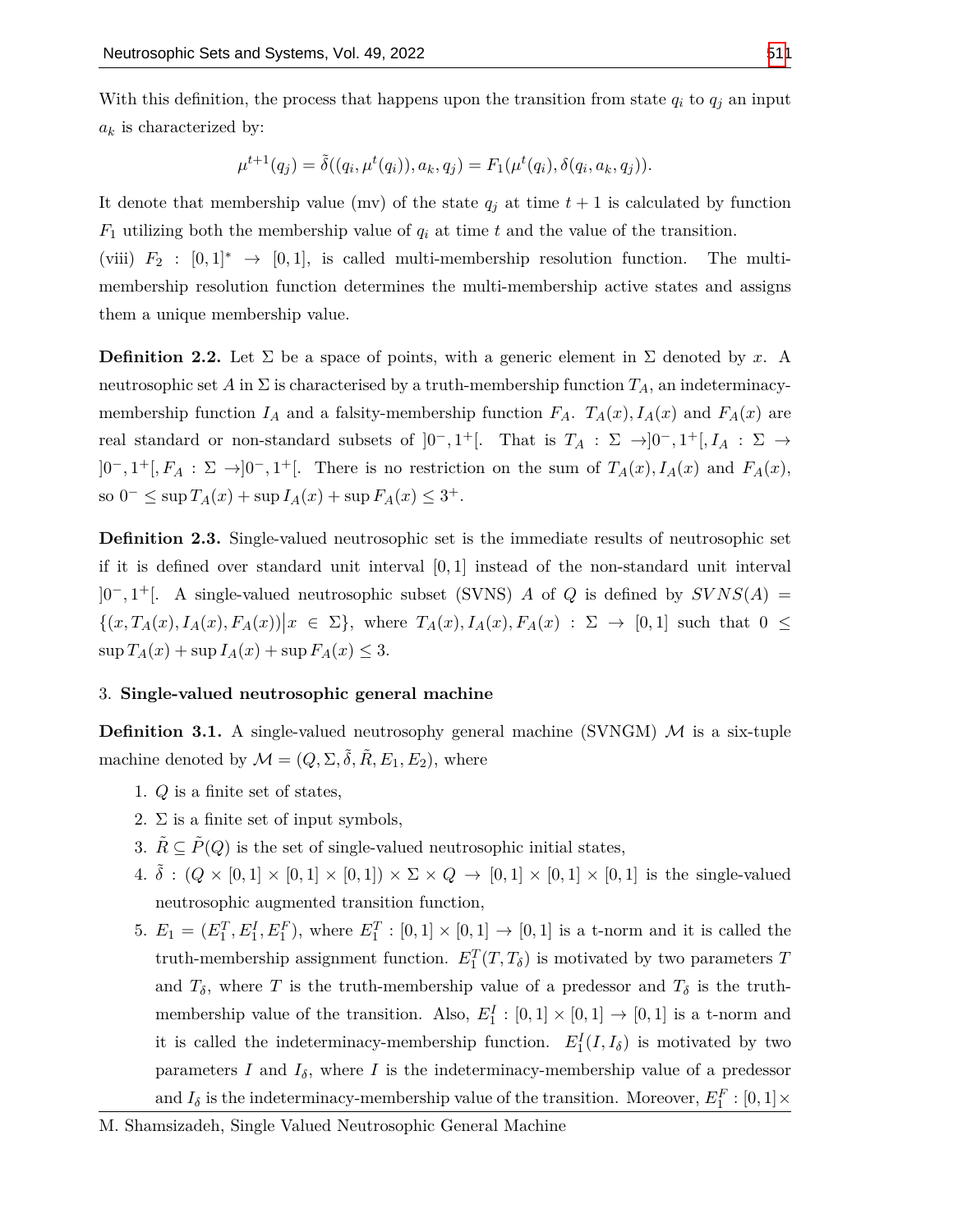With this definition, the process that happens upon the transition from state $q_i$ to $q_j$ an input $a_k$ is characterized by:

$$\mu^{t+1}(q_j) = \tilde{\delta}((q_i, \mu^t(q_i)), a_k, q_j) = F_1(\mu^t(q_i), \delta(q_i, a_k, q_j)).$$

It denote that membership value (mv) of the state $q_j$ at time $t+1$ is calculated by function $F_1$ utilizing both the membership value of $q_i$ at time $t$ and the value of the transition.

(viii) $F_2 : [0,1]^* \to [0,1]$, is called multi-membership resolution function. The multi-membership resolution function determines the multi-membership active states and assigns them a unique membership value.

**Definition 2.2.** Let $\Sigma$ be a space of points, with a generic element in $\Sigma$ denoted by $x$. A neutrosophic set $A$ in $\Sigma$ is characterised by a truth-membership function $T_A$, an indeterminacy-membership function $I_A$ and a falsity-membership function $F_A$. $T_A(x), I_A(x)$ and $F_A(x)$ are real standard or non-standard subsets of $]0^-, 1^+[$. That is $T_A : \Sigma \to ]0^-, 1^+[, I_A : \Sigma \to ]0^-, 1^+[, F_A : \Sigma \to ]0^-, 1^+[$. There is no restriction on the sum of $T_A(x), I_A(x)$ and $F_A(x)$, so $0^- \leq \sup T_A(x) + \sup I_A(x) + \sup F_A(x) \leq 3^+$.

**Definition 2.3.** Single-valued neutrosophic set is the immediate results of neutrosophic set if it is defined over standard unit interval $[0,1]$ instead of the non-standard unit interval $]0^-, 1^+[$. A single-valued neutrosophic subset (SVNS) $A$ of $Q$ is defined by $SVNS(A) = \{(x, T_A(x), I_A(x), F_A(x)) \big| x \in \Sigma\}$, where $T_A(x), I_A(x), F_A(x) : \Sigma \to [0,1]$ such that $0 \leq \sup T_A(x) + \sup I_A(x) + \sup F_A(x) \leq 3$.

## 3. Single-valued neutrosophic general machine

**Definition 3.1.** A single-valued neutrosophy general machine (SVNGM) $\mathcal{M}$ is a six-tuple machine denoted by $\mathcal{M} = (Q, \Sigma, \tilde{\delta}, \tilde{R}, E_1, E_2)$, where

1. $Q$ is a finite set of states,
2. $\Sigma$ is a finite set of input symbols,
3. $\tilde{R} \subseteq \tilde{P}(Q)$ is the set of single-valued neutrosophic initial states,
4. $\tilde{\delta} : (Q \times [0,1] \times [0,1] \times [0,1]) \times \Sigma \times Q \to [0,1] \times [0,1] \times [0,1]$ is the single-valued neutrosophic augmented transition function,
5. $E_1 = (E_1^T, E_1^I, E_1^F)$, where $E_1^T : [0,1] \times [0,1] \to [0,1]$ is a t-norm and it is called the truth-membership assignment function. $E_1^T(T, T_\delta)$ is motivated by two parameters $T$ and $T_\delta$, where $T$ is the truth-membership value of a predessor and $T_\delta$ is the truth-membership value of the transition. Also, $E_1^I : [0,1] \times [0,1] \to [0,1]$ is a t-norm and it is called the indeterminacy-membership function. $E_1^I(I, I_\delta)$ is motivated by two parameters $I$ and $I_\delta$, where $I$ is the indeterminacy-membership value of a predessor and $I_\delta$ is the indeterminacy-membership value of the transition. Moreover, $E_1^F : [0,1] \times$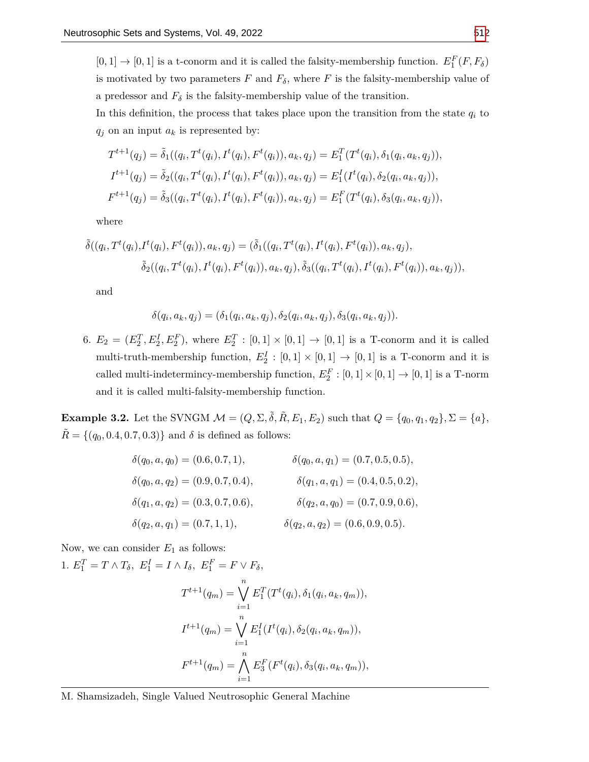$[0, 1] \to [0, 1]$ is a t-conorm and it is called the falsity-membership function. $E_1^F(F, F_\delta)$ is motivated by two parameters $F$ and $F_\delta$, where $F$ is the falsity-membership value of a predessor and $F_\delta$ is the falsity-membership value of the transition.

In this definition, the process that takes place upon the transition from the state $q_i$ to $q_j$ on an input $a_k$ is represented by:

$$T^{t+1}(q_j) = \tilde{\delta}_1((q_i, T^t(q_i), I^t(q_i), F^t(q_i)), a_k, q_j) = E_1^T(T^t(q_i), \delta_1(q_i, a_k, q_j)),$$

$$I^{t+1}(q_j) = \tilde{\delta}_2((q_i, T^t(q_i), I^t(q_i), F^t(q_i)), a_k, q_j) = E_1^I(I^t(q_i), \delta_2(q_i, a_k, q_j)),$$

$$F^{t+1}(q_j) = \tilde{\delta}_3((q_i, T^t(q_i), I^t(q_i), F^t(q_i)), a_k, q_j) = E_1^F(T^t(q_i), \delta_3(q_i, a_k, q_j)),$$

where

$$\tilde{\delta}((q_i, T^t(q_i), I^t(q_i), F^t(q_i)), a_k, q_j) = (\tilde{\delta}_1((q_i, T^t(q_i), I^t(q_i), F^t(q_i)), a_k, q_j), \tilde{\delta}_2((q_i, T^t(q_i), I^t(q_i), F^t(q_i)), a_k, q_j), \tilde{\delta}_3((q_i, T^t(q_i), I^t(q_i), F^t(q_i)), a_k, q_j)),$$

and

$$\delta(q_i, a_k, q_j) = (\delta_1(q_i, a_k, q_j), \delta_2(q_i, a_k, q_j), \delta_3(q_i, a_k, q_j)).$$

6. $E_2 = (E_2^T, E_2^I, E_2^F)$, where $E_2^T : [0, 1] \times [0, 1] \to [0, 1]$ is a T-conorm and it is called multi-truth-membership function, $E_2^I : [0, 1] \times [0, 1] \to [0, 1]$ is a T-conorm and it is called multi-indetermincy-membership function, $E_2^F : [0, 1] \times [0, 1] \to [0, 1]$ is a T-norm and it is called multi-falsity-membership function.

**Example 3.2.** Let the SVNGM $\mathcal{M} = (Q, \Sigma, \tilde{\delta}, \tilde{R}, E_1, E_2)$ such that $Q = \{q_0, q_1, q_2\}, \Sigma = \{a\}$, $\tilde{R} = \{(q_0, 0.4, 0.7, 0.3)\}$ and $\delta$ is defined as follows:

$$\delta(q_0, a, q_0) = (0.6, 0.7, 1), \qquad \delta(q_0, a, q_1) = (0.7, 0.5, 0.5),$$

$$\delta(q_0, a, q_2) = (0.9, 0.7, 0.4), \qquad \delta(q_1, a, q_1) = (0.4, 0.5, 0.2),$$

$$\delta(q_1, a, q_2) = (0.3, 0.7, 0.6), \qquad \delta(q_2, a, q_0) = (0.7, 0.9, 0.6),$$

$$\delta(q_2, a, q_1) = (0.7, 1, 1), \qquad \delta(q_2, a, q_2) = (0.6, 0.9, 0.5).$$

Now, we can consider $E_1$ as follows:

1. $E_1^T = T \wedge T_\delta,\ E_1^I = I \wedge I_\delta,\ E_1^F = F \vee F_\delta$,

$$T^{t+1}(q_m) = \bigvee_{i=1}^{n} E_1^T(T^t(q_i), \delta_1(q_i, a_k, q_m)),$$

$$I^{t+1}(q_m) = \bigvee_{i=1}^{n} E_1^I(I^t(q_i), \delta_2(q_i, a_k, q_m)),$$

$$F^{t+1}(q_m) = \bigwedge_{i=1}^{n} E_3^F(F^t(q_i), \delta_3(q_i, a_k, q_m)),$$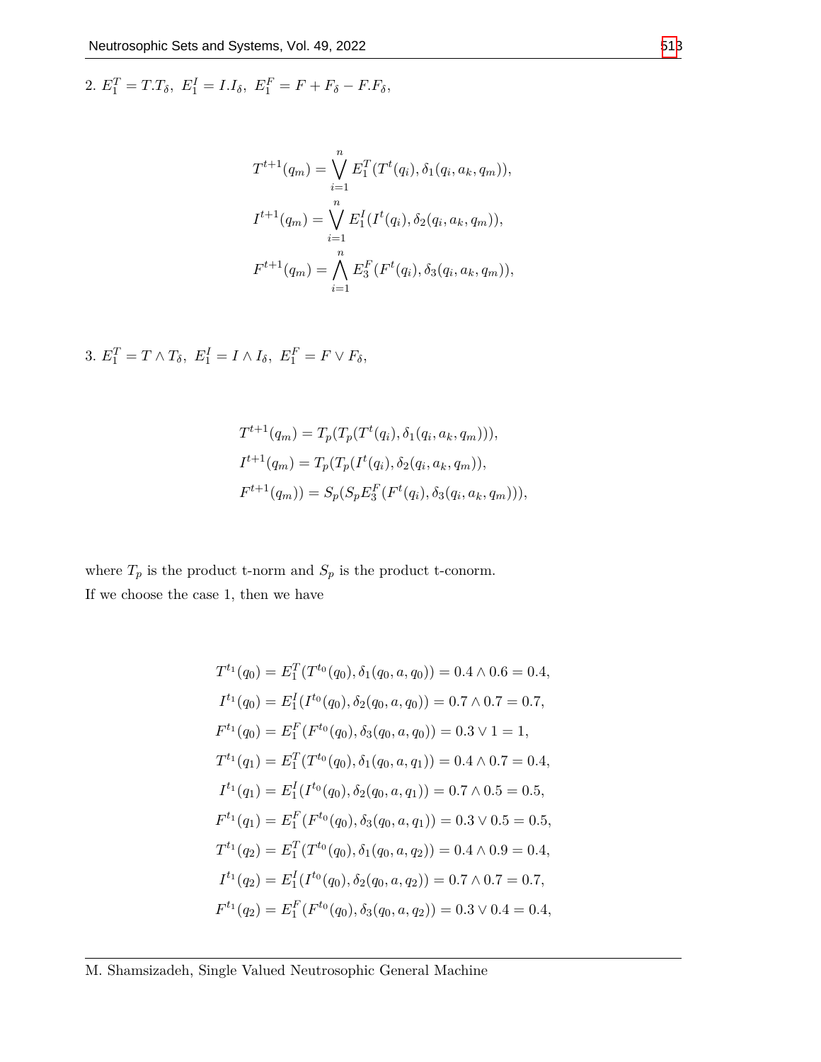2. $E_1^T = T.T_\delta,\ E_1^I = I.I_\delta,\ E_1^F = F + F_\delta - F.F_\delta,$

$$
\begin{aligned}
T^{t+1}(q_m) &= \bigvee_{i=1}^{n} E_1^T(T^t(q_i), \delta_1(q_i, a_k, q_m)),\\
I^{t+1}(q_m) &= \bigvee_{i=1}^{n} E_1^I(I^t(q_i), \delta_2(q_i, a_k, q_m)),\\
F^{t+1}(q_m) &= \bigwedge_{i=1}^{n} E_3^F(F^t(q_i), \delta_3(q_i, a_k, q_m)),
\end{aligned}
$$

3. $E_1^T = T \wedge T_\delta,\ E_1^I = I \wedge I_\delta,\ E_1^F = F \vee F_\delta,$

$$
\begin{aligned}
T^{t+1}(q_m) &= T_p(T_p(T^t(q_i), \delta_1(q_i, a_k, q_m))),\\
I^{t+1}(q_m) &= T_p(T_p(I^t(q_i), \delta_2(q_i, a_k, q_m)),\\
F^{t+1}(q_m)) &= S_p(S_p E_3^F(F^t(q_i), \delta_3(q_i, a_k, q_m))),
\end{aligned}
$$

where $T_p$ is the product t-norm and $S_p$ is the product t-conorm.

If we choose the case 1, then we have

$$
\begin{aligned}
T^{t_1}(q_0) &= E_1^T(T^{t_0}(q_0), \delta_1(q_0, a, q_0)) = 0.4 \wedge 0.6 = 0.4,\\
I^{t_1}(q_0) &= E_1^I(I^{t_0}(q_0), \delta_2(q_0, a, q_0)) = 0.7 \wedge 0.7 = 0.7,\\
F^{t_1}(q_0) &= E_1^F(F^{t_0}(q_0), \delta_3(q_0, a, q_0)) = 0.3 \vee 1 = 1,\\
T^{t_1}(q_1) &= E_1^T(T^{t_0}(q_0), \delta_1(q_0, a, q_1)) = 0.4 \wedge 0.7 = 0.4,\\
I^{t_1}(q_1) &= E_1^I(I^{t_0}(q_0), \delta_2(q_0, a, q_1)) = 0.7 \wedge 0.5 = 0.5,\\
F^{t_1}(q_1) &= E_1^F(F^{t_0}(q_0), \delta_3(q_0, a, q_1)) = 0.3 \vee 0.5 = 0.5,\\
T^{t_1}(q_2) &= E_1^T(T^{t_0}(q_0), \delta_1(q_0, a, q_2)) = 0.4 \wedge 0.9 = 0.4,\\
I^{t_1}(q_2) &= E_1^I(I^{t_0}(q_0), \delta_2(q_0, a, q_2)) = 0.7 \wedge 0.7 = 0.7,\\
F^{t_1}(q_2) &= E_1^F(F^{t_0}(q_0), \delta_3(q_0, a, q_2)) = 0.3 \vee 0.4 = 0.4,
\end{aligned}
$$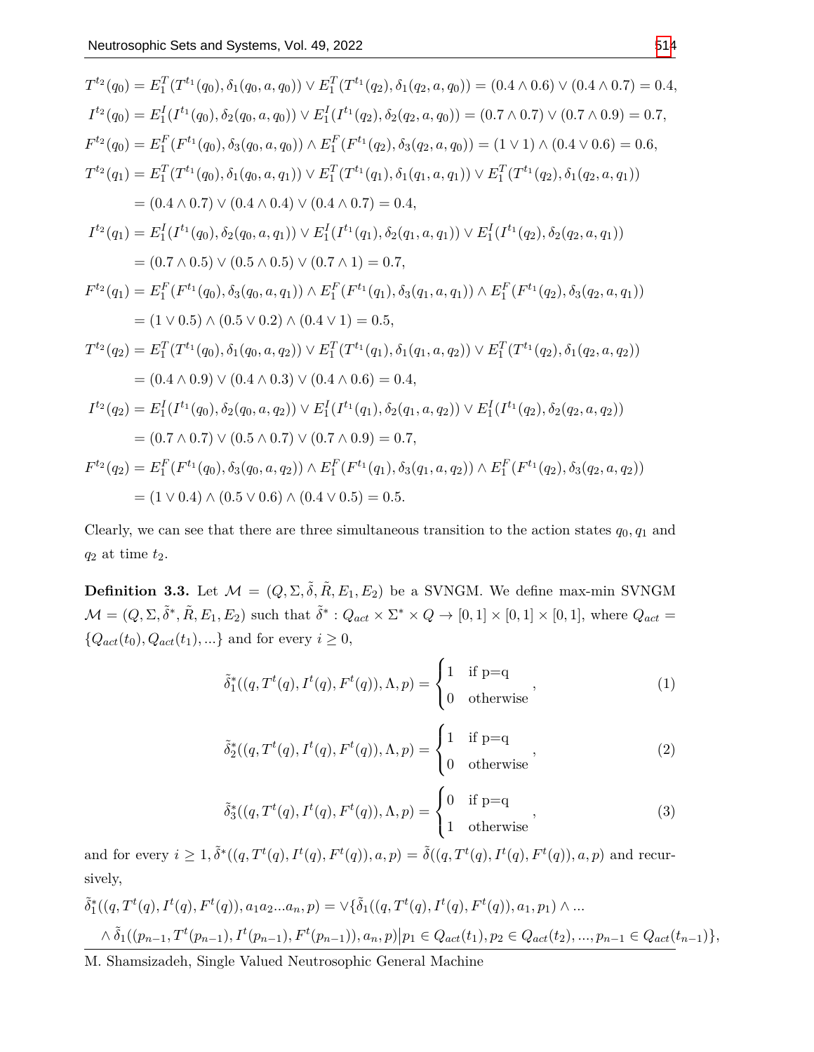$$T^{t_2}(q_0) = E_1^T(T^{t_1}(q_0), \delta_1(q_0, a, q_0)) \vee E_1^T(T^{t_1}(q_2), \delta_1(q_2, a, q_0)) = (0.4 \wedge 0.6) \vee (0.4 \wedge 0.7) = 0.4,$$

$$I^{t_2}(q_0) = E_1^I(I^{t_1}(q_0), \delta_2(q_0, a, q_0)) \vee E_1^I(I^{t_1}(q_2), \delta_2(q_2, a, q_0)) = (0.7 \wedge 0.7) \vee (0.7 \wedge 0.9) = 0.7,$$

$$F^{t_2}(q_0) = E_1^F(F^{t_1}(q_0), \delta_3(q_0, a, q_0)) \wedge E_1^F(F^{t_1}(q_2), \delta_3(q_2, a, q_0)) = (1 \vee 1) \wedge (0.4 \vee 0.6) = 0.6,$$

$$T^{t_2}(q_1) = E_1^T(T^{t_1}(q_0), \delta_1(q_0, a, q_1)) \vee E_1^T(T^{t_1}(q_1), \delta_1(q_1, a, q_1)) \vee E_1^T(T^{t_1}(q_2), \delta_1(q_2, a, q_1))$$
$$= (0.4 \wedge 0.7) \vee (0.4 \wedge 0.4) \vee (0.4 \wedge 0.7) = 0.4,$$

$$I^{t_2}(q_1) = E_1^I(I^{t_1}(q_0), \delta_2(q_0, a, q_1)) \vee E_1^I(I^{t_1}(q_1), \delta_2(q_1, a, q_1)) \vee E_1^I(I^{t_1}(q_2), \delta_2(q_2, a, q_1))$$
$$= (0.7 \wedge 0.5) \vee (0.5 \wedge 0.5) \vee (0.7 \wedge 1) = 0.7,$$

$$F^{t_2}(q_1) = E_1^F(F^{t_1}(q_0), \delta_3(q_0, a, q_1)) \wedge E_1^F(F^{t_1}(q_1), \delta_3(q_1, a, q_1)) \wedge E_1^F(F^{t_1}(q_2), \delta_3(q_2, a, q_1))$$
$$= (1 \vee 0.5) \wedge (0.5 \vee 0.2) \wedge (0.4 \vee 1) = 0.5,$$

$$T^{t_2}(q_2) = E_1^T(T^{t_1}(q_0), \delta_1(q_0, a, q_2)) \vee E_1^T(T^{t_1}(q_1), \delta_1(q_1, a, q_2)) \vee E_1^T(T^{t_1}(q_2), \delta_1(q_2, a, q_2))$$
$$= (0.4 \wedge 0.9) \vee (0.4 \wedge 0.3) \vee (0.4 \wedge 0.6) = 0.4,$$

$$I^{t_2}(q_2) = E_1^I(I^{t_1}(q_0), \delta_2(q_0, a, q_2)) \vee E_1^I(I^{t_1}(q_1), \delta_2(q_1, a, q_2)) \vee E_1^I(I^{t_1}(q_2), \delta_2(q_2, a, q_2))$$
$$= (0.7 \wedge 0.7) \vee (0.5 \wedge 0.7) \vee (0.7 \wedge 0.9) = 0.7,$$

$$F^{t_2}(q_2) = E_1^F(F^{t_1}(q_0), \delta_3(q_0, a, q_2)) \wedge E_1^F(F^{t_1}(q_1), \delta_3(q_1, a, q_2)) \wedge E_1^F(F^{t_1}(q_2), \delta_3(q_2, a, q_2))$$
$$= (1 \vee 0.4) \wedge (0.5 \vee 0.6) \wedge (0.4 \vee 0.5) = 0.5.$$

Clearly, we can see that there are three simultaneous transition to the action states $q_0, q_1$ and $q_2$ at time $t_2$.

**Definition 3.3.** Let $\mathcal{M} = (Q, \Sigma, \tilde{\delta}, \tilde{R}, E_1, E_2)$ be a SVNGM. We define max-min SVNGM $\mathcal{M} = (Q, \Sigma, \tilde{\delta}^*, \tilde{R}, E_1, E_2)$ such that $\tilde{\delta}^* : Q_{act} \times \Sigma^* \times Q \to [0,1] \times [0,1] \times [0,1]$, where $Q_{act} = \{Q_{act}(t_0), Q_{act}(t_1), ...\}$ and for every $i \geq 0$,

$$\tilde{\delta}_1^*((q, T^t(q), I^t(q), F^t(q)), \Lambda, p) = \begin{cases} 1 & \text{if p=q} \\ 0 & \text{otherwise} \end{cases}, \tag{1}$$

$$\tilde{\delta}_2^*((q, T^t(q), I^t(q), F^t(q)), \Lambda, p) = \begin{cases} 1 & \text{if p=q} \\ 0 & \text{otherwise} \end{cases}, \tag{2}$$

$$\tilde{\delta}_3^*((q, T^t(q), I^t(q), F^t(q)), \Lambda, p) = \begin{cases} 0 & \text{if p=q} \\ 1 & \text{otherwise} \end{cases}, \tag{3}$$

and for every $i \geq 1, \tilde{\delta}^*((q, T^t(q), I^t(q), F^t(q)), a, p) = \tilde{\delta}((q, T^t(q), I^t(q), F^t(q)), a, p)$ and recursively,

$$\tilde{\delta}_1^*((q, T^t(q), I^t(q), F^t(q)), a_1 a_2 ... a_n, p) = \vee\{\tilde{\delta}_1((q, T^t(q), I^t(q), F^t(q)), a_1, p_1) \wedge ...$$
$$\wedge\, \tilde{\delta}_1((p_{n-1}, T^t(p_{n-1}), I^t(p_{n-1}), F^t(p_{n-1})), a_n, p) \big| p_1 \in Q_{act}(t_1), p_2 \in Q_{act}(t_2), ..., p_{n-1} \in Q_{act}(t_{n-1})\},$$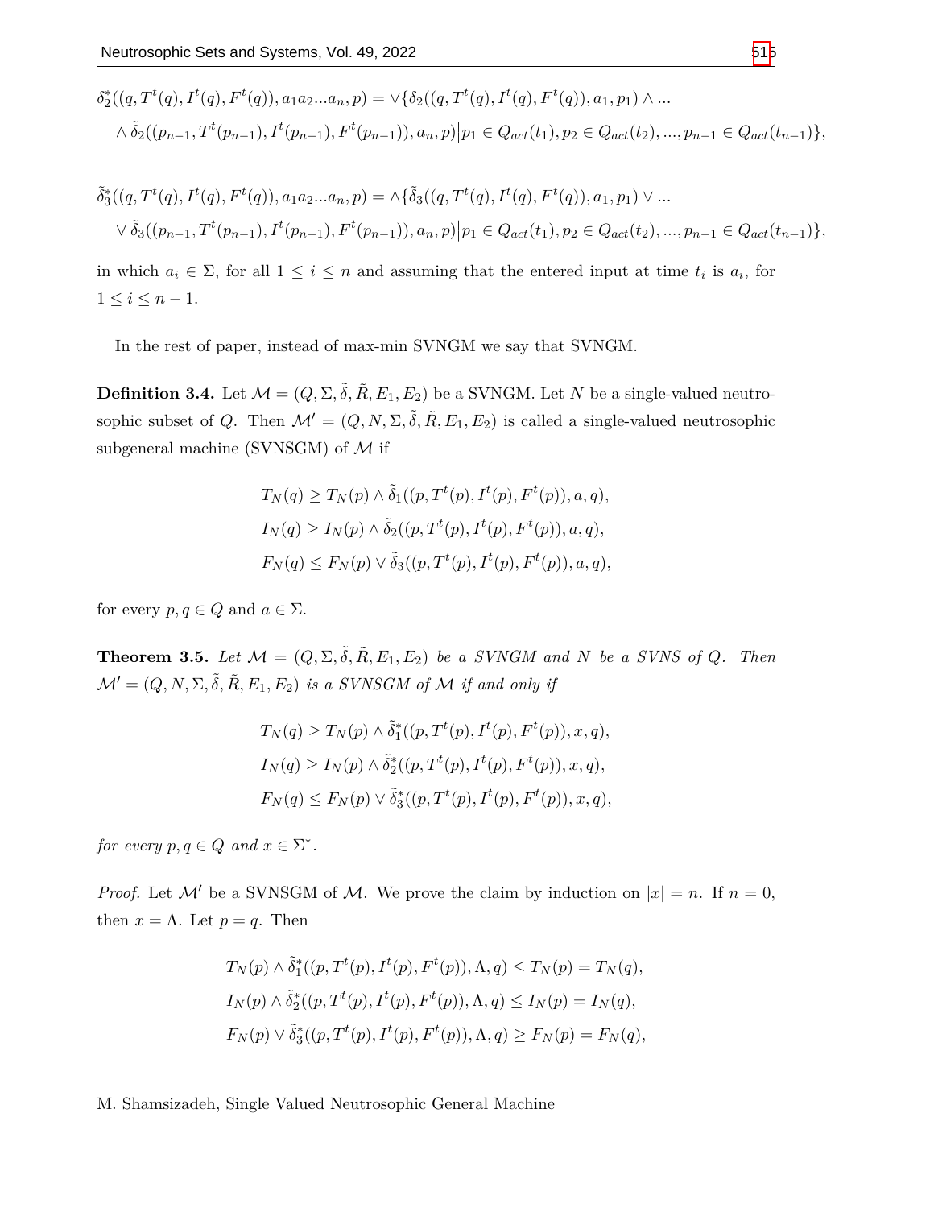$$\tilde{\delta}_2^*((q, T^t(q), I^t(q), F^t(q)), a_1a_2...a_n, p) = \vee\{\tilde{\delta}_2((q, T^t(q), I^t(q), F^t(q)), a_1, p_1) \wedge ...$$
$$\wedge\, \tilde{\delta}_2((p_{n-1}, T^t(p_{n-1}), I^t(p_{n-1}), F^t(p_{n-1})), a_n, p)\big| p_1 \in Q_{act}(t_1), p_2 \in Q_{act}(t_2), ..., p_{n-1} \in Q_{act}(t_{n-1})\},$$

$$\tilde{\delta}_3^*((q, T^t(q), I^t(q), F^t(q)), a_1a_2...a_n, p) = \wedge\{\tilde{\delta}_3((q, T^t(q), I^t(q), F^t(q)), a_1, p_1) \vee ...$$
$$\vee\, \tilde{\delta}_3((p_{n-1}, T^t(p_{n-1}), I^t(p_{n-1}), F^t(p_{n-1})), a_n, p)\big| p_1 \in Q_{act}(t_1), p_2 \in Q_{act}(t_2), ..., p_{n-1} \in Q_{act}(t_{n-1})\},$$

in which $a_i \in \Sigma$, for all $1 \leq i \leq n$ and assuming that the entered input at time $t_i$ is $a_i$, for $1 \leq i \leq n-1$.

In the rest of paper, instead of max-min SVNGM we say that SVNGM.

**Definition 3.4.** Let $\mathcal{M} = (Q, \Sigma, \tilde{\delta}, \tilde{R}, E_1, E_2)$ be a SVNGM. Let $N$ be a single-valued neutrosophic subset of $Q$. Then $\mathcal{M}' = (Q, N, \Sigma, \tilde{\delta}, \tilde{R}, E_1, E_2)$ is called a single-valued neutrosophic subgeneral machine (SVNSGM) of $\mathcal{M}$ if

$$T_N(q) \geq T_N(p) \wedge \tilde{\delta}_1((p, T^t(p), I^t(p), F^t(p)), a, q),$$
$$I_N(q) \geq I_N(p) \wedge \tilde{\delta}_2((p, T^t(p), I^t(p), F^t(p)), a, q),$$
$$F_N(q) \leq F_N(p) \vee \tilde{\delta}_3((p, T^t(p), I^t(p), F^t(p)), a, q),$$

for every $p, q \in Q$ and $a \in \Sigma$.

**Theorem 3.5.** *Let $\mathcal{M} = (Q, \Sigma, \tilde{\delta}, \tilde{R}, E_1, E_2)$ be a SVNGM and $N$ be a SVNS of $Q$. Then $\mathcal{M}' = (Q, N, \Sigma, \tilde{\delta}, \tilde{R}, E_1, E_2)$ is a SVNSGM of $\mathcal{M}$ if and only if*

$$T_N(q) \geq T_N(p) \wedge \tilde{\delta}_1^*((p, T^t(p), I^t(p), F^t(p)), x, q),$$
$$I_N(q) \geq I_N(p) \wedge \tilde{\delta}_2^*((p, T^t(p), I^t(p), F^t(p)), x, q),$$
$$F_N(q) \leq F_N(p) \vee \tilde{\delta}_3^*((p, T^t(p), I^t(p), F^t(p)), x, q),$$

*for every $p, q \in Q$ and $x \in \Sigma^*$.*

*Proof.* Let $\mathcal{M}'$ be a SVNSGM of $\mathcal{M}$. We prove the claim by induction on $|x| = n$. If $n = 0$, then $x = \Lambda$. Let $p = q$. Then

$$T_N(p) \wedge \tilde{\delta}_1^*((p, T^t(p), I^t(p), F^t(p)), \Lambda, q) \leq T_N(p) = T_N(q),$$
$$I_N(p) \wedge \tilde{\delta}_2^*((p, T^t(p), I^t(p), F^t(p)), \Lambda, q) \leq I_N(p) = I_N(q),$$
$$F_N(p) \vee \tilde{\delta}_3^*((p, T^t(p), I^t(p), F^t(p)), \Lambda, q) \geq F_N(p) = F_N(q),$$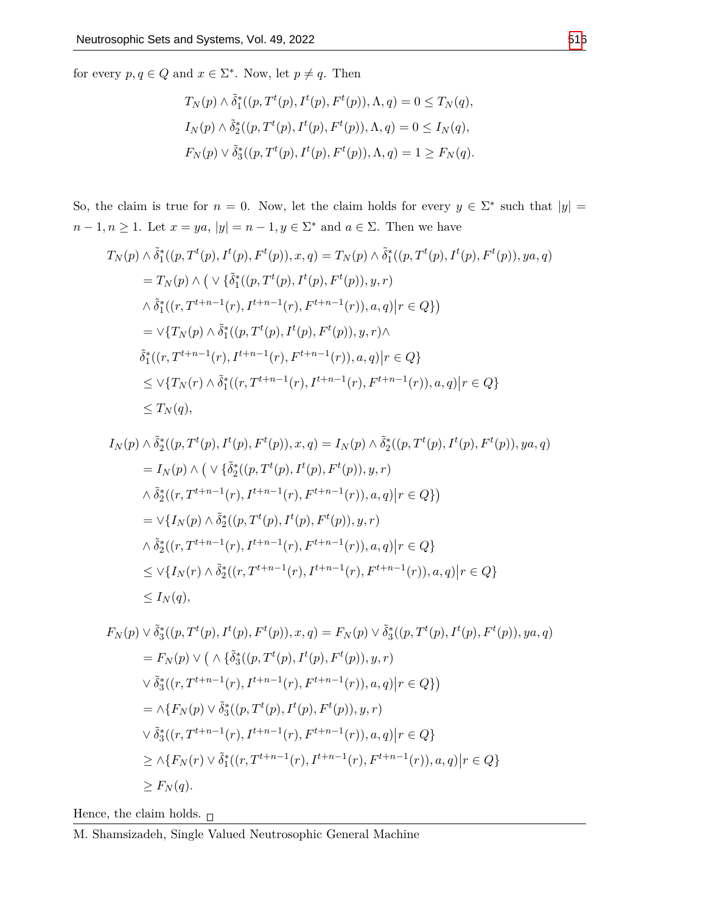for every $p, q \in Q$ and $x \in \Sigma^*$. Now, let $p \neq q$. Then

$$T_N(p) \wedge \tilde{\delta}_1^*((p, T^t(p), I^t(p), F^t(p)), \Lambda, q) = 0 \leq T_N(q),$$

$$I_N(p) \wedge \tilde{\delta}_2^*((p, T^t(p), I^t(p), F^t(p)), \Lambda, q) = 0 \leq I_N(q),$$

$$F_N(p) \vee \tilde{\delta}_3^*((p, T^t(p), I^t(p), F^t(p)), \Lambda, q) = 1 \geq F_N(q).$$

So, the claim is true for $n = 0$. Now, let the claim holds for every $y \in \Sigma^*$ such that $|y| = n-1, n \geq 1$. Let $x = ya$, $|y| = n-1, y \in \Sigma^*$ and $a \in \Sigma$. Then we have

$$\begin{aligned}
T_N(p) \wedge \tilde{\delta}_1^*((p, T^t(p), I^t(p), F^t(p)), x, q) &= T_N(p) \wedge \tilde{\delta}_1^*((p, T^t(p), I^t(p), F^t(p)), ya, q) \\
&= T_N(p) \wedge \big( \vee \{\tilde{\delta}_1^*((p, T^t(p), I^t(p), F^t(p)), y, r) \\
&\wedge \tilde{\delta}_1^*((r, T^{t+n-1}(r), I^{t+n-1}(r), F^{t+n-1}(r)), a, q) \big| r \in Q\}\big) \\
&= \vee \{T_N(p) \wedge \tilde{\delta}_1^*((p, T^t(p), I^t(p), F^t(p)), y, r) \wedge \\
&\tilde{\delta}_1^*((r, T^{t+n-1}(r), I^{t+n-1}(r), F^{t+n-1}(r)), a, q) \big| r \in Q\} \\
&\leq \vee \{T_N(r) \wedge \tilde{\delta}_1^*((r, T^{t+n-1}(r), I^{t+n-1}(r), F^{t+n-1}(r)), a, q) \big| r \in Q\} \\
&\leq T_N(q),
\end{aligned}$$

$$\begin{aligned}
I_N(p) \wedge \tilde{\delta}_2^*((p, T^t(p), I^t(p), F^t(p)), x, q) &= I_N(p) \wedge \tilde{\delta}_2^*((p, T^t(p), I^t(p), F^t(p)), ya, q) \\
&= I_N(p) \wedge \big( \vee \{\tilde{\delta}_2^*((p, T^t(p), I^t(p), F^t(p)), y, r) \\
&\wedge \tilde{\delta}_2^*((r, T^{t+n-1}(r), I^{t+n-1}(r), F^{t+n-1}(r)), a, q) \big| r \in Q\}\big) \\
&= \vee \{I_N(p) \wedge \tilde{\delta}_2^*((p, T^t(p), I^t(p), F^t(p)), y, r) \\
&\wedge \tilde{\delta}_2^*((r, T^{t+n-1}(r), I^{t+n-1}(r), F^{t+n-1}(r)), a, q) \big| r \in Q\} \\
&\leq \vee \{I_N(r) \wedge \tilde{\delta}_2^*((r, T^{t+n-1}(r), I^{t+n-1}(r), F^{t+n-1}(r)), a, q) \big| r \in Q\} \\
&\leq I_N(q),
\end{aligned}$$

$$\begin{aligned}
F_N(p) \vee \tilde{\delta}_3^*((p, T^t(p), I^t(p), F^t(p)), x, q) &= F_N(p) \vee \tilde{\delta}_3^*((p, T^t(p), I^t(p), F^t(p)), ya, q) \\
&= F_N(p) \vee \big( \wedge \{\tilde{\delta}_3^*((p, T^t(p), I^t(p), F^t(p)), y, r) \\
&\vee \tilde{\delta}_3^*((r, T^{t+n-1}(r), I^{t+n-1}(r), F^{t+n-1}(r)), a, q) \big| r \in Q\}\big) \\
&= \wedge \{F_N(p) \vee \tilde{\delta}_3^*((p, T^t(p), I^t(p), F^t(p)), y, r) \\
&\vee \tilde{\delta}_3^*((r, T^{t+n-1}(r), I^{t+n-1}(r), F^{t+n-1}(r)), a, q) \big| r \in Q\} \\
&\geq \wedge \{F_N(r) \vee \tilde{\delta}_1^*((r, T^{t+n-1}(r), I^{t+n-1}(r), F^{t+n-1}(r)), a, q) \big| r \in Q\} \\
&\geq F_N(q).
\end{aligned}$$

Hence, the claim holds. □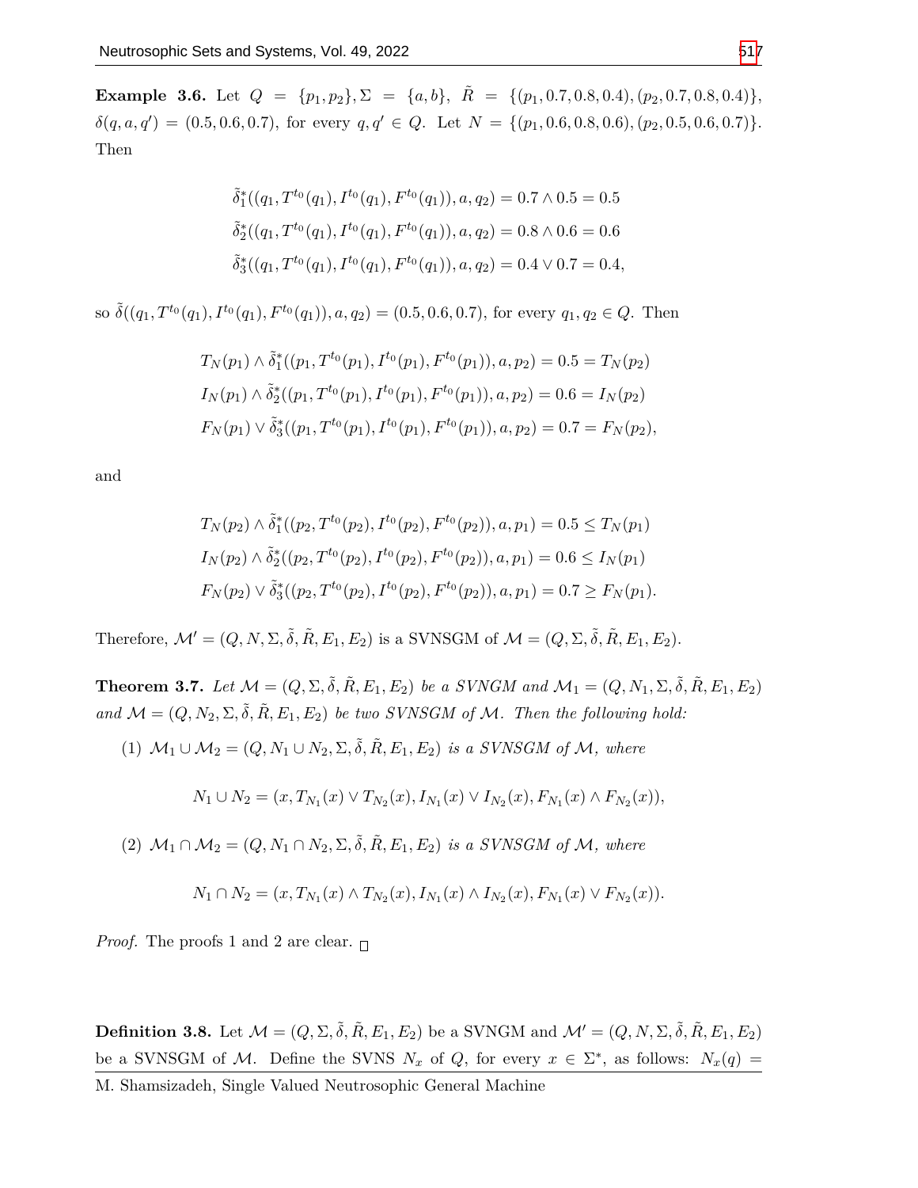**Example 3.6.** Let $Q = \{p_1, p_2\}, \Sigma = \{a, b\}$, $\tilde{R} = \{(p_1, 0.7, 0.8, 0.4), (p_2, 0.7, 0.8, 0.4)\}$, $\delta(q, a, q') = (0.5, 0.6, 0.7)$, for every $q, q' \in Q$. Let $N = \{(p_1, 0.6, 0.8, 0.6), (p_2, 0.5, 0.6, 0.7)\}$. Then

$$\tilde{\delta}_1^*((q_1, T^{t_0}(q_1), I^{t_0}(q_1), F^{t_0}(q_1)), a, q_2) = 0.7 \wedge 0.5 = 0.5$$
$$\tilde{\delta}_2^*((q_1, T^{t_0}(q_1), I^{t_0}(q_1), F^{t_0}(q_1)), a, q_2) = 0.8 \wedge 0.6 = 0.6$$
$$\tilde{\delta}_3^*((q_1, T^{t_0}(q_1), I^{t_0}(q_1), F^{t_0}(q_1)), a, q_2) = 0.4 \vee 0.7 = 0.4,$$

so $\tilde{\delta}((q_1, T^{t_0}(q_1), I^{t_0}(q_1), F^{t_0}(q_1)), a, q_2) = (0.5, 0.6, 0.7)$, for every $q_1, q_2 \in Q$. Then

$$T_N(p_1) \wedge \tilde{\delta}_1^*((p_1, T^{t_0}(p_1), I^{t_0}(p_1), F^{t_0}(p_1)), a, p_2) = 0.5 = T_N(p_2)$$
$$I_N(p_1) \wedge \tilde{\delta}_2^*((p_1, T^{t_0}(p_1), I^{t_0}(p_1), F^{t_0}(p_1)), a, p_2) = 0.6 = I_N(p_2)$$
$$F_N(p_1) \vee \tilde{\delta}_3^*((p_1, T^{t_0}(p_1), I^{t_0}(p_1), F^{t_0}(p_1)), a, p_2) = 0.7 = F_N(p_2),$$

and

$$T_N(p_2) \wedge \tilde{\delta}_1^*((p_2, T^{t_0}(p_2), I^{t_0}(p_2), F^{t_0}(p_2)), a, p_1) = 0.5 \leq T_N(p_1)$$
$$I_N(p_2) \wedge \tilde{\delta}_2^*((p_2, T^{t_0}(p_2), I^{t_0}(p_2), F^{t_0}(p_2)), a, p_1) = 0.6 \leq I_N(p_1)$$
$$F_N(p_2) \vee \tilde{\delta}_3^*((p_2, T^{t_0}(p_2), I^{t_0}(p_2), F^{t_0}(p_2)), a, p_1) = 0.7 \geq F_N(p_1).$$

Therefore, $\mathcal{M}' = (Q, N, \Sigma, \tilde{\delta}, \tilde{R}, E_1, E_2)$ is a SVNSGM of $\mathcal{M} = (Q, \Sigma, \tilde{\delta}, \tilde{R}, E_1, E_2)$.

**Theorem 3.7.** *Let $\mathcal{M} = (Q, \Sigma, \tilde{\delta}, \tilde{R}, E_1, E_2)$ be a SVNGM and $\mathcal{M}_1 = (Q, N_1, \Sigma, \tilde{\delta}, \tilde{R}, E_1, E_2)$ and $\mathcal{M} = (Q, N_2, \Sigma, \tilde{\delta}, \tilde{R}, E_1, E_2)$ be two SVNSGM of $\mathcal{M}$. Then the following hold:*

(1) *$\mathcal{M}_1 \cup \mathcal{M}_2 = (Q, N_1 \cup N_2, \Sigma, \tilde{\delta}, \tilde{R}, E_1, E_2)$ is a SVNSGM of $\mathcal{M}$, where*

$$N_1 \cup N_2 = (x, T_{N_1}(x) \vee T_{N_2}(x), I_{N_1}(x) \vee I_{N_2}(x), F_{N_1}(x) \wedge F_{N_2}(x)),$$

(2) *$\mathcal{M}_1 \cap \mathcal{M}_2 = (Q, N_1 \cap N_2, \Sigma, \tilde{\delta}, \tilde{R}, E_1, E_2)$ is a SVNSGM of $\mathcal{M}$, where*

$$N_1 \cap N_2 = (x, T_{N_1}(x) \wedge T_{N_2}(x), I_{N_1}(x) \wedge I_{N_2}(x), F_{N_1}(x) \vee F_{N_2}(x)).$$

*Proof.* The proofs 1 and 2 are clear. □

**Definition 3.8.** Let $\mathcal{M} = (Q, \Sigma, \tilde{\delta}, \tilde{R}, E_1, E_2)$ be a SVNGM and $\mathcal{M}' = (Q, N, \Sigma, \tilde{\delta}, \tilde{R}, E_1, E_2)$ be a SVNSGM of $\mathcal{M}$. Define the SVNS $N_x$ of $Q$, for every $x \in \Sigma^*$, as follows: $N_x(q) =$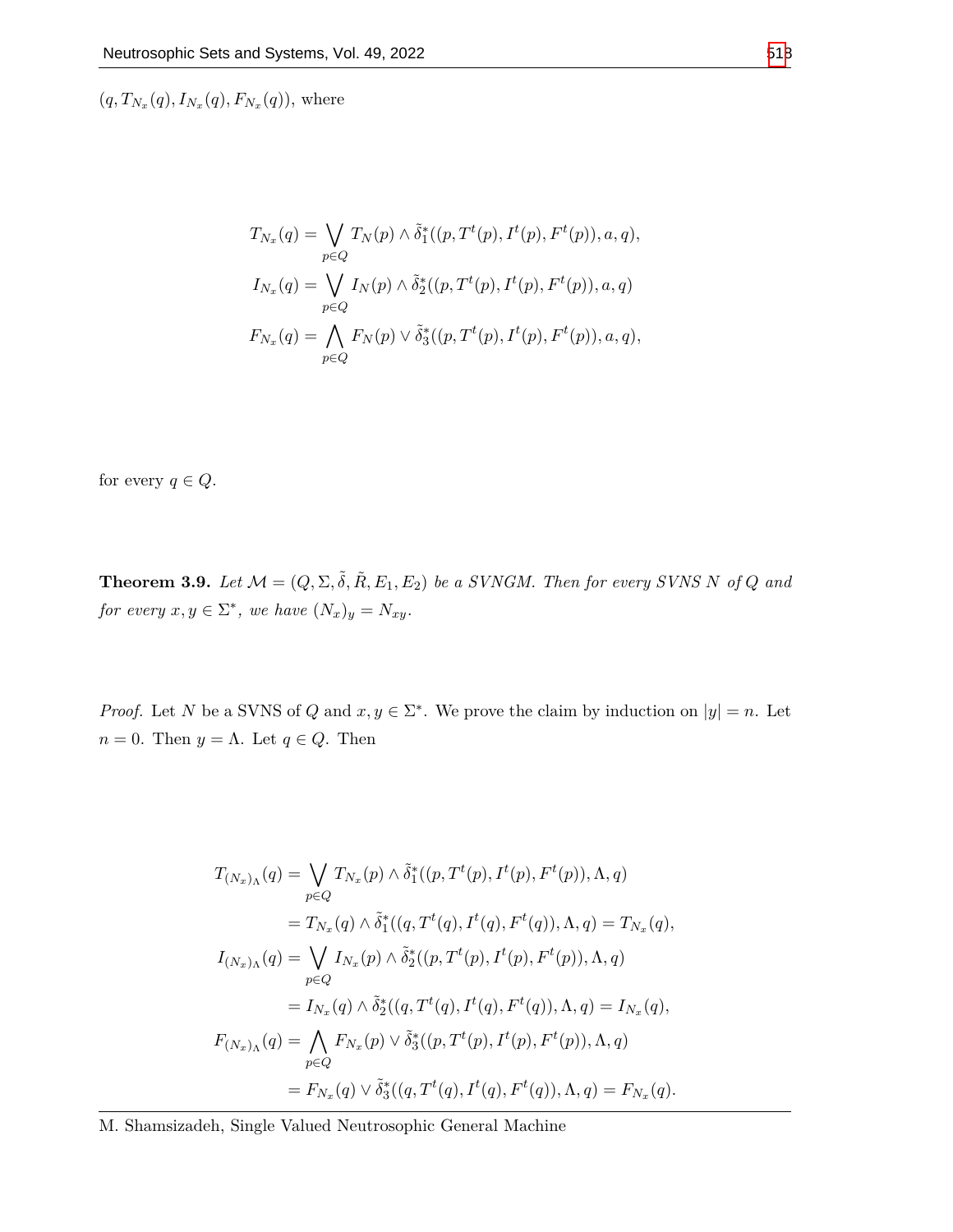$(q, T_{N_x}(q), I_{N_x}(q), F_{N_x}(q))$, where

$$
\begin{aligned}
T_{N_x}(q) &= \bigvee_{p \in Q} T_N(p) \wedge \tilde{\delta}_1^*((p, T^t(p), I^t(p), F^t(p)), a, q), \\
I_{N_x}(q) &= \bigvee_{p \in Q} I_N(p) \wedge \tilde{\delta}_2^*((p, T^t(p), I^t(p), F^t(p)), a, q) \\
F_{N_x}(q) &= \bigwedge_{p \in Q} F_N(p) \vee \tilde{\delta}_3^*((p, T^t(p), I^t(p), F^t(p)), a, q),
\end{aligned}
$$

for every $q \in Q$.

**Theorem 3.9.** *Let $\mathcal{M} = (Q, \Sigma, \tilde{\delta}, \tilde{R}, E_1, E_2)$ be a SVNGM. Then for every SVNS $N$ of $Q$ and for every $x, y \in \Sigma^*$, we have $(N_x)_y = N_{xy}$.*

*Proof.* Let $N$ be a SVNS of $Q$ and $x, y \in \Sigma^*$. We prove the claim by induction on $|y| = n$. Let $n = 0$. Then $y = \Lambda$. Let $q \in Q$. Then

$$
\begin{aligned}
T_{(N_x)_\Lambda}(q) &= \bigvee_{p \in Q} T_{N_x}(p) \wedge \tilde{\delta}_1^*((p, T^t(p), I^t(p), F^t(p)), \Lambda, q) \\
&= T_{N_x}(q) \wedge \tilde{\delta}_1^*((q, T^t(q), I^t(q), F^t(q)), \Lambda, q) = T_{N_x}(q), \\
I_{(N_x)_\Lambda}(q) &= \bigvee_{p \in Q} I_{N_x}(p) \wedge \tilde{\delta}_2^*((p, T^t(p), I^t(p), F^t(p)), \Lambda, q) \\
&= I_{N_x}(q) \wedge \tilde{\delta}_2^*((q, T^t(q), I^t(q), F^t(q)), \Lambda, q) = I_{N_x}(q), \\
F_{(N_x)_\Lambda}(q) &= \bigwedge_{p \in Q} F_{N_x}(p) \vee \tilde{\delta}_3^*((p, T^t(p), I^t(p), F^t(p)), \Lambda, q) \\
&= F_{N_x}(q) \vee \tilde{\delta}_3^*((q, T^t(q), I^t(q), F^t(q)), \Lambda, q) = F_{N_x}(q).
\end{aligned}
$$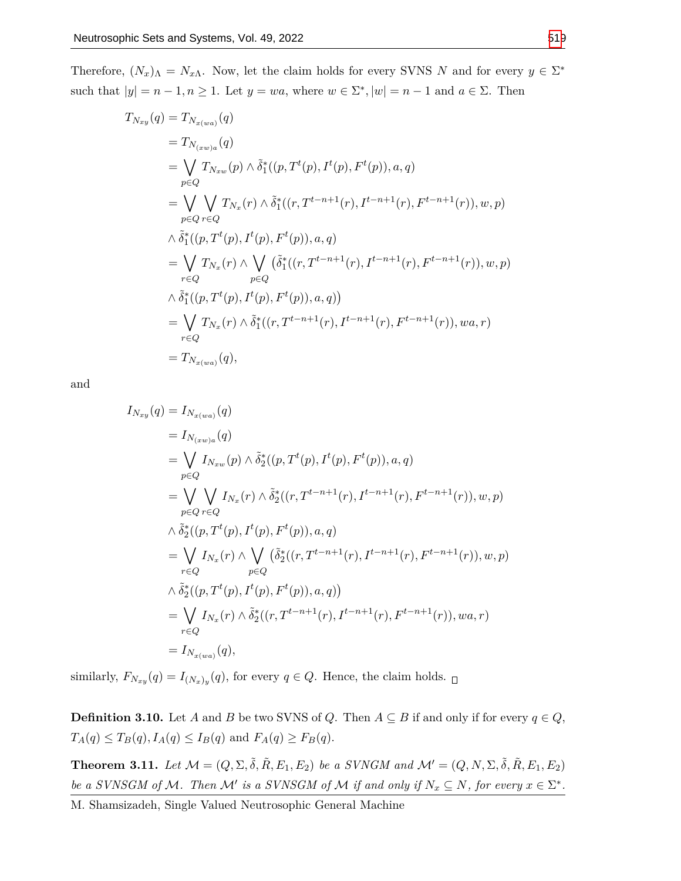Therefore, $(N_x)_\Lambda = N_{x\Lambda}$. Now, let the claim holds for every SVNS $N$ and for every $y \in \Sigma^*$ such that $|y| = n-1, n \geq 1$. Let $y = wa$, where $w \in \Sigma^*, |w| = n-1$ and $a \in \Sigma$. Then

$$
\begin{aligned}
T_{N_{xy}}(q) &= T_{N_{x(wa)}}(q) \\
&= T_{N_{(xw)a}}(q) \\
&= \bigvee_{p \in Q} T_{N_{xw}}(p) \wedge \tilde{\delta}_1^*((p, T^t(p), I^t(p), F^t(p)), a, q) \\
&= \bigvee_{p \in Q} \bigvee_{r \in Q} T_{N_x}(r) \wedge \tilde{\delta}_1^*((r, T^{t-n+1}(r), I^{t-n+1}(r), F^{t-n+1}(r)), w, p) \\
&\wedge \tilde{\delta}_1^*((p, T^t(p), I^t(p), F^t(p)), a, q) \\
&= \bigvee_{r \in Q} T_{N_x}(r) \wedge \bigvee_{p \in Q} \big(\tilde{\delta}_1^*((r, T^{t-n+1}(r), I^{t-n+1}(r), F^{t-n+1}(r)), w, p) \\
&\wedge \tilde{\delta}_1^*((p, T^t(p), I^t(p), F^t(p)), a, q)\big) \\
&= \bigvee_{r \in Q} T_{N_x}(r) \wedge \tilde{\delta}_1^*((r, T^{t-n+1}(r), I^{t-n+1}(r), F^{t-n+1}(r)), wa, r) \\
&= T_{N_{x(wa)}}(q),
\end{aligned}
$$

and

$$
\begin{aligned}
I_{N_{xy}}(q) &= I_{N_{x(wa)}}(q) \\
&= I_{N_{(xw)a}}(q) \\
&= \bigvee_{p \in Q} I_{N_{xw}}(p) \wedge \tilde{\delta}_2^*((p, T^t(p), I^t(p), F^t(p)), a, q) \\
&= \bigvee_{p \in Q} \bigvee_{r \in Q} I_{N_x}(r) \wedge \tilde{\delta}_2^*((r, T^{t-n+1}(r), I^{t-n+1}(r), F^{t-n+1}(r)), w, p) \\
&\wedge \tilde{\delta}_2^*((p, T^t(p), I^t(p), F^t(p)), a, q) \\
&= \bigvee_{r \in Q} I_{N_x}(r) \wedge \bigvee_{p \in Q} \big(\tilde{\delta}_2^*((r, T^{t-n+1}(r), I^{t-n+1}(r), F^{t-n+1}(r)), w, p) \\
&\wedge \tilde{\delta}_2^*((p, T^t(p), I^t(p), F^t(p)), a, q)\big) \\
&= \bigvee_{r \in Q} I_{N_x}(r) \wedge \tilde{\delta}_2^*((r, T^{t-n+1}(r), I^{t-n+1}(r), F^{t-n+1}(r)), wa, r) \\
&= I_{N_{x(wa)}}(q),
\end{aligned}
$$

similarly, $F_{N_{xy}}(q) = I_{(N_x)_y}(q)$, for every $q \in Q$. Hence, the claim holds. □

**Definition 3.10.** Let $A$ and $B$ be two SVNS of $Q$. Then $A \subseteq B$ if and only if for every $q \in Q$, $T_A(q) \leq T_B(q), I_A(q) \leq I_B(q)$ and $F_A(q) \geq F_B(q)$.

**Theorem 3.11.** *Let $\mathcal{M} = (Q, \Sigma, \tilde{\delta}, \tilde{R}, E_1, E_2)$ be a SVNGM and $\mathcal{M}' = (Q, N, \Sigma, \tilde{\delta}, \tilde{R}, E_1, E_2)$ be a SVNSGM of $\mathcal{M}$. Then $\mathcal{M}'$ is a SVNSGM of $\mathcal{M}$ if and only if $N_x \subseteq N$, for every $x \in \Sigma^*$.*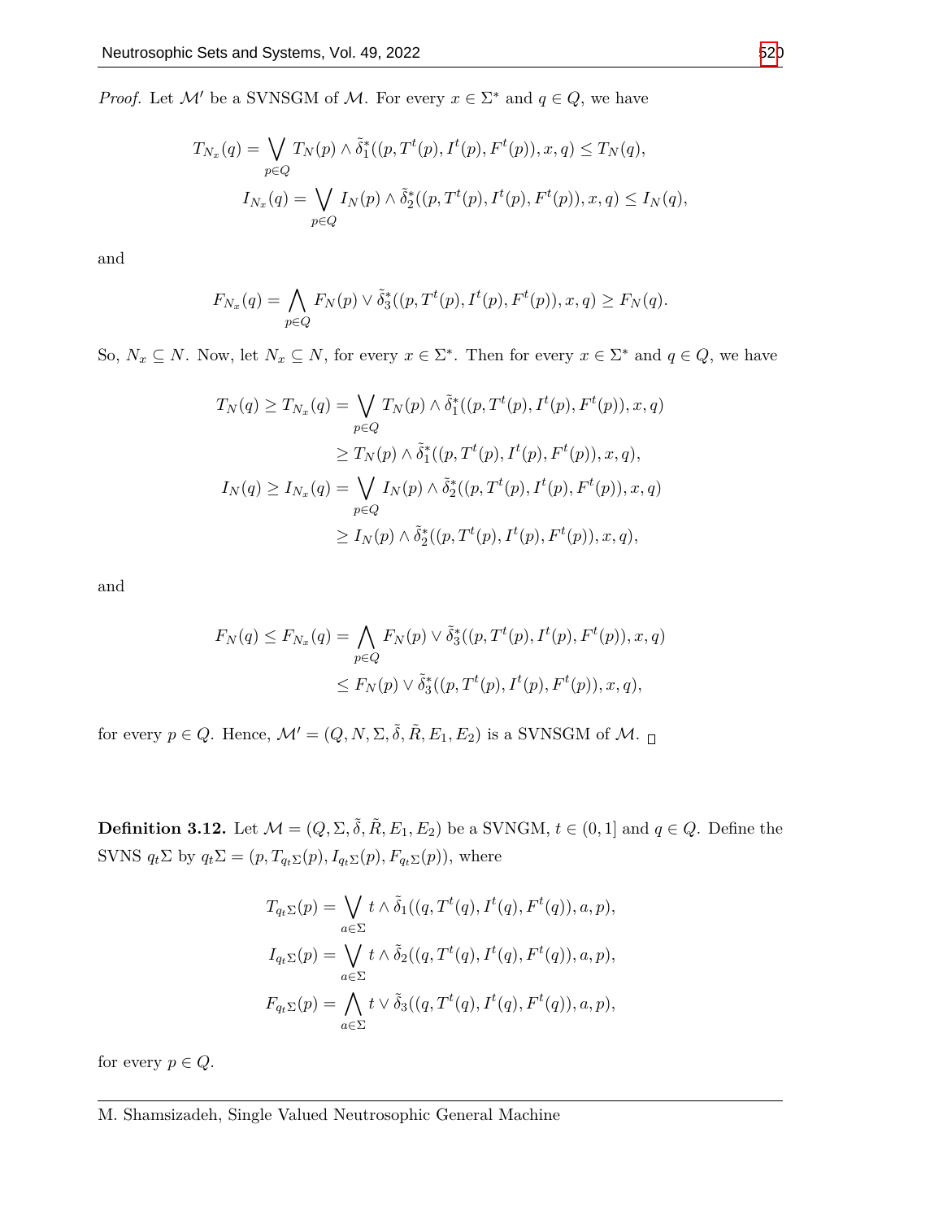*Proof.* Let $\mathcal{M}'$ be a SVNSGM of $\mathcal{M}$. For every $x \in \Sigma^*$ and $q \in Q$, we have

$$T_{N_x}(q) = \bigvee_{p \in Q} T_N(p) \wedge \tilde{\delta}_1^*((p, T^t(p), I^t(p), F^t(p)), x, q) \leq T_N(q),$$

$$I_{N_x}(q) = \bigvee_{p \in Q} I_N(p) \wedge \tilde{\delta}_2^*((p, T^t(p), I^t(p), F^t(p)), x, q) \leq I_N(q),$$

and

$$F_{N_x}(q) = \bigwedge_{p \in Q} F_N(p) \vee \tilde{\delta}_3^*((p, T^t(p), I^t(p), F^t(p)), x, q) \geq F_N(q).$$

So, $N_x \subseteq N$. Now, let $N_x \subseteq N$, for every $x \in \Sigma^*$. Then for every $x \in \Sigma^*$ and $q \in Q$, we have

$$\begin{aligned}
T_N(q) \geq T_{N_x}(q) &= \bigvee_{p \in Q} T_N(p) \wedge \tilde{\delta}_1^*((p, T^t(p), I^t(p), F^t(p)), x, q) \\
&\geq T_N(p) \wedge \tilde{\delta}_1^*((p, T^t(p), I^t(p), F^t(p)), x, q), \\
I_N(q) \geq I_{N_x}(q) &= \bigvee_{p \in Q} I_N(p) \wedge \tilde{\delta}_2^*((p, T^t(p), I^t(p), F^t(p)), x, q) \\
&\geq I_N(p) \wedge \tilde{\delta}_2^*((p, T^t(p), I^t(p), F^t(p)), x, q),
\end{aligned}$$

and

$$\begin{aligned}
F_N(q) \leq F_{N_x}(q) &= \bigwedge_{p \in Q} F_N(p) \vee \tilde{\delta}_3^*((p, T^t(p), I^t(p), F^t(p)), x, q) \\
&\leq F_N(p) \vee \tilde{\delta}_3^*((p, T^t(p), I^t(p), F^t(p)), x, q),
\end{aligned}$$

for every $p \in Q$. Hence, $\mathcal{M}' = (Q, N, \Sigma, \tilde{\delta}, \tilde{R}, E_1, E_2)$ is a SVNSGM of $\mathcal{M}$. $\square$

**Definition 3.12.** Let $\mathcal{M} = (Q, \Sigma, \tilde{\delta}, \tilde{R}, E_1, E_2)$ be a SVNGM, $t \in (0, 1]$ and $q \in Q$. Define the SVNS $q_t\Sigma$ by $q_t\Sigma = (p, T_{q_t\Sigma}(p), I_{q_t\Sigma}(p), F_{q_t\Sigma}(p))$, where

$$T_{q_t\Sigma}(p) = \bigvee_{a \in \Sigma} t \wedge \tilde{\delta}_1((q, T^t(q), I^t(q), F^t(q)), a, p),$$

$$I_{q_t\Sigma}(p) = \bigvee_{a \in \Sigma} t \wedge \tilde{\delta}_2((q, T^t(q), I^t(q), F^t(q)), a, p),$$

$$F_{q_t\Sigma}(p) = \bigwedge_{a \in \Sigma} t \vee \tilde{\delta}_3((q, T^t(q), I^t(q), F^t(q)), a, p),$$

for every $p \in Q$.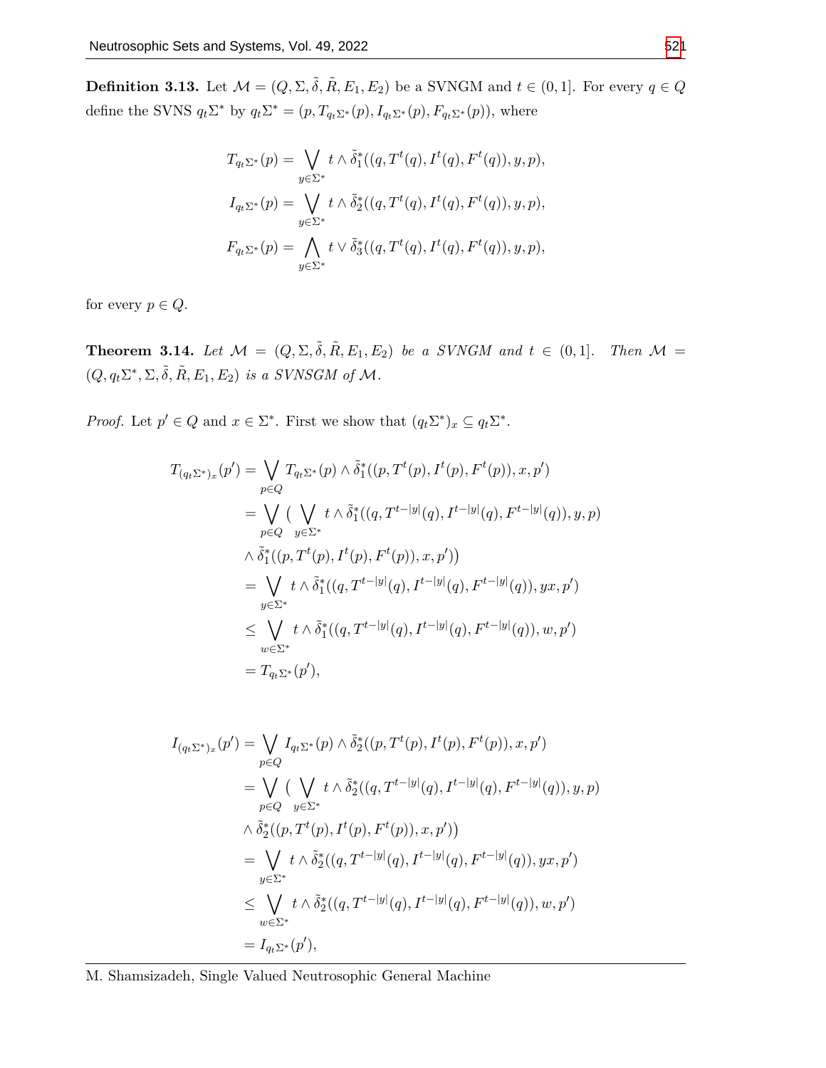**Definition 3.13.** Let $\mathcal{M} = (Q, \Sigma, \tilde{\delta}, \tilde{R}, E_1, E_2)$ be a SVNGM and $t \in (0, 1]$. For every $q \in Q$ define the SVNS $q_t\Sigma^*$ by $q_t\Sigma^* = (p, T_{q_t\Sigma^*}(p), I_{q_t\Sigma^*}(p), F_{q_t\Sigma^*}(p))$, where

$$T_{q_t\Sigma^*}(p) = \bigvee_{y\in\Sigma^*} t \wedge \tilde{\delta}_1^*((q, T^t(q), I^t(q), F^t(q)), y, p),$$

$$I_{q_t\Sigma^*}(p) = \bigvee_{y\in\Sigma^*} t \wedge \tilde{\delta}_2^*((q, T^t(q), I^t(q), F^t(q)), y, p),$$

$$F_{q_t\Sigma^*}(p) = \bigwedge_{y\in\Sigma^*} t \vee \tilde{\delta}_3^*((q, T^t(q), I^t(q), F^t(q)), y, p),$$

for every $p \in Q$.

**Theorem 3.14.** *Let $\mathcal{M} = (Q, \Sigma, \tilde{\delta}, \tilde{R}, E_1, E_2)$ be a SVNGM and $t \in (0, 1]$. Then $\mathcal{M} = (Q, q_t\Sigma^*, \Sigma, \tilde{\delta}, \tilde{R}, E_1, E_2)$ is a SVNSGM of $\mathcal{M}$.*

*Proof.* Let $p' \in Q$ and $x \in \Sigma^*$. First we show that $(q_t\Sigma^*)_x \subseteq q_t\Sigma^*$.

$$\begin{aligned}
T_{(q_t\Sigma^*)_x}(p') &= \bigvee_{p\in Q} T_{q_t\Sigma^*}(p) \wedge \tilde{\delta}_1^*((p, T^t(p), I^t(p), F^t(p)), x, p') \\
&= \bigvee_{p\in Q} \Big( \bigvee_{y\in\Sigma^*} t \wedge \tilde{\delta}_1^*((q, T^{t-|y|}(q), I^{t-|y|}(q), F^{t-|y|}(q)), y, p) \\
&\wedge \tilde{\delta}_1^*((p, T^t(p), I^t(p), F^t(p)), x, p') \Big) \\
&= \bigvee_{y\in\Sigma^*} t \wedge \tilde{\delta}_1^*((q, T^{t-|y|}(q), I^{t-|y|}(q), F^{t-|y|}(q)), yx, p') \\
&\leq \bigvee_{w\in\Sigma^*} t \wedge \tilde{\delta}_1^*((q, T^{t-|y|}(q), I^{t-|y|}(q), F^{t-|y|}(q)), w, p') \\
&= T_{q_t\Sigma^*}(p'),
\end{aligned}$$

$$\begin{aligned}
I_{(q_t\Sigma^*)_x}(p') &= \bigvee_{p\in Q} I_{q_t\Sigma^*}(p) \wedge \tilde{\delta}_2^*((p, T^t(p), I^t(p), F^t(p)), x, p') \\
&= \bigvee_{p\in Q} \Big( \bigvee_{y\in\Sigma^*} t \wedge \tilde{\delta}_2^*((q, T^{t-|y|}(q), I^{t-|y|}(q), F^{t-|y|}(q)), y, p) \\
&\wedge \tilde{\delta}_2^*((p, T^t(p), I^t(p), F^t(p)), x, p') \Big) \\
&= \bigvee_{y\in\Sigma^*} t \wedge \tilde{\delta}_2^*((q, T^{t-|y|}(q), I^{t-|y|}(q), F^{t-|y|}(q)), yx, p') \\
&\leq \bigvee_{w\in\Sigma^*} t \wedge \tilde{\delta}_2^*((q, T^{t-|y|}(q), I^{t-|y|}(q), F^{t-|y|}(q)), w, p') \\
&= I_{q_t\Sigma^*}(p'),
\end{aligned}$$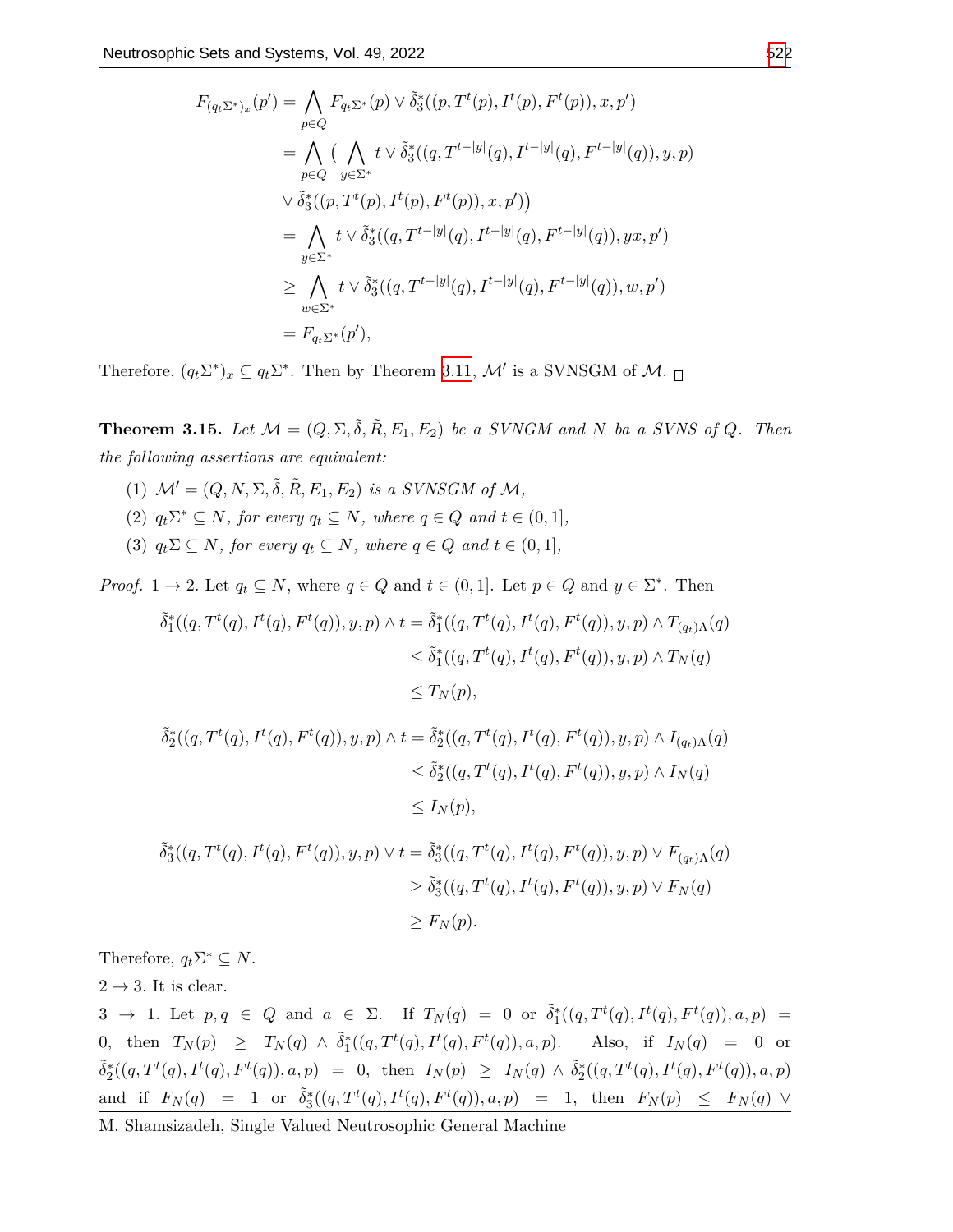$$
\begin{aligned}
F_{(q_t\Sigma^*)_x}(p') &= \bigwedge_{p\in Q} F_{q_t\Sigma^*}(p) \vee \tilde{\delta}_3^*((p, T^t(p), I^t(p), F^t(p)), x, p') \\
&= \bigwedge_{p\in Q} \big( \bigwedge_{y\in\Sigma^*} t \vee \tilde{\delta}_3^*((q, T^{t-|y|}(q), I^{t-|y|}(q), F^{t-|y|}(q)), y, p) \\
&\vee \tilde{\delta}_3^*((p, T^t(p), I^t(p), F^t(p)), x, p')\big) \\
&= \bigwedge_{y\in\Sigma^*} t \vee \tilde{\delta}_3^*((q, T^{t-|y|}(q), I^{t-|y|}(q), F^{t-|y|}(q)), yx, p') \\
&\geq \bigwedge_{w\in\Sigma^*} t \vee \tilde{\delta}_3^*((q, T^{t-|y|}(q), I^{t-|y|}(q), F^{t-|y|}(q)), w, p') \\
&= F_{q_t\Sigma^*}(p'),
\end{aligned}
$$

Therefore, $(q_t\Sigma^*)_x \subseteq q_t\Sigma^*$. Then by Theorem 3.11, $\mathcal{M}'$ is a SVNSGM of $\mathcal{M}$. $\square$

**Theorem 3.15.** *Let $\mathcal{M} = (Q, \Sigma, \tilde{\delta}, \tilde{R}, E_1, E_2)$ be a SVNGM and $N$ ba a SVNS of $Q$. Then the following assertions are equivalent:*

1. *$\mathcal{M}' = (Q, N, \Sigma, \tilde{\delta}, \tilde{R}, E_1, E_2)$ is a SVNSGM of $\mathcal{M}$,*
2. *$q_t\Sigma^* \subseteq N$, for every $q_t \subseteq N$, where $q \in Q$ and $t \in (0, 1]$,*
3. *$q_t\Sigma \subseteq N$, for every $q_t \subseteq N$, where $q \in Q$ and $t \in (0, 1]$,*

*Proof.* $1 \to 2$. Let $q_t \subseteq N$, where $q \in Q$ and $t \in (0, 1]$. Let $p \in Q$ and $y \in \Sigma^*$. Then

$$
\begin{aligned}
\tilde{\delta}_1^*((q, T^t(q), I^t(q), F^t(q)), y, p) \wedge t &= \tilde{\delta}_1^*((q, T^t(q), I^t(q), F^t(q)), y, p) \wedge T_{(q_t)\Lambda}(q) \\
&\leq \tilde{\delta}_1^*((q, T^t(q), I^t(q), F^t(q)), y, p) \wedge T_N(q) \\
&\leq T_N(p),
\end{aligned}
$$

$$
\begin{aligned}
\tilde{\delta}_2^*((q, T^t(q), I^t(q), F^t(q)), y, p) \wedge t &= \tilde{\delta}_2^*((q, T^t(q), I^t(q), F^t(q)), y, p) \wedge I_{(q_t)\Lambda}(q) \\
&\leq \tilde{\delta}_2^*((q, T^t(q), I^t(q), F^t(q)), y, p) \wedge I_N(q) \\
&\leq I_N(p),
\end{aligned}
$$

$$
\begin{aligned}
\tilde{\delta}_3^*((q, T^t(q), I^t(q), F^t(q)), y, p) \vee t &= \tilde{\delta}_3^*((q, T^t(q), I^t(q), F^t(q)), y, p) \vee F_{(q_t)\Lambda}(q) \\
&\geq \tilde{\delta}_3^*((q, T^t(q), I^t(q), F^t(q)), y, p) \vee F_N(q) \\
&\geq F_N(p).
\end{aligned}
$$

Therefore, $q_t\Sigma^* \subseteq N$.

$2 \to 3$. It is clear.

$3 \to 1$. Let $p, q \in Q$ and $a \in \Sigma$. If $T_N(q) = 0$ or $\tilde{\delta}_1^*((q, T^t(q), I^t(q), F^t(q)), a, p) = 0$, then $T_N(p) \geq T_N(q) \wedge \tilde{\delta}_1^*((q, T^t(q), I^t(q), F^t(q)), a, p)$. Also, if $I_N(q) = 0$ or $\tilde{\delta}_2^*((q, T^t(q), I^t(q), F^t(q)), a, p) = 0$, then $I_N(p) \geq I_N(q) \wedge \tilde{\delta}_2^*((q, T^t(q), I^t(q), F^t(q)), a, p)$ and if $F_N(q) = 1$ or $\tilde{\delta}_3^*((q, T^t(q), I^t(q), F^t(q)), a, p) = 1$, then $F_N(p) \leq F_N(q) \vee$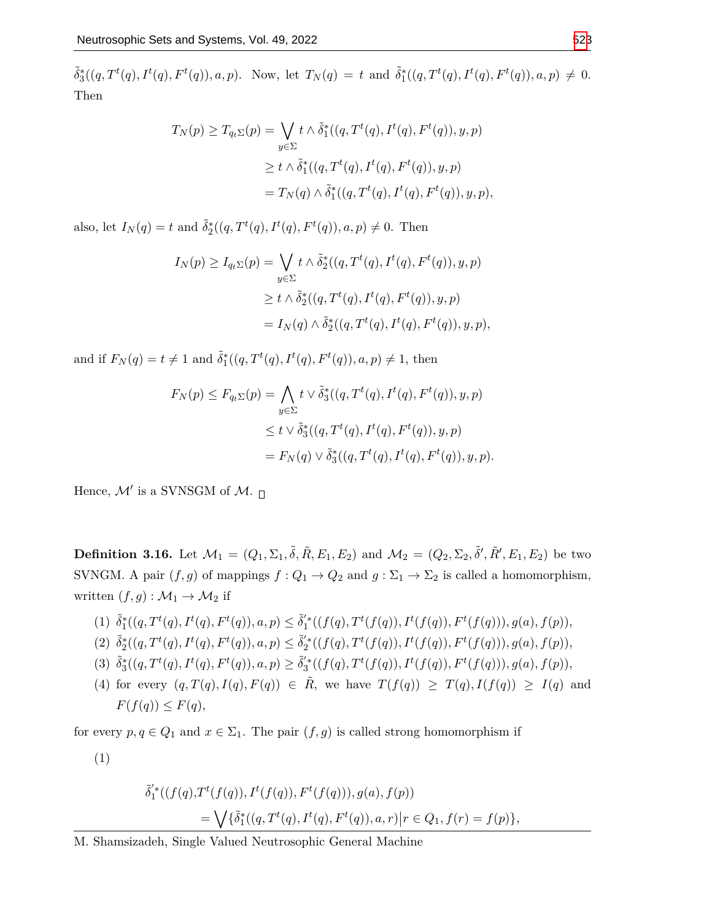$\tilde{\delta}_3^*((q, T^t(q), I^t(q), F^t(q)), a, p)$. Now, let $T_N(q) = t$ and $\tilde{\delta}_1^*((q, T^t(q), I^t(q), F^t(q)), a, p) \neq 0$. Then

$$
\begin{aligned}
T_N(p) \geq T_{q_t\Sigma}(p) &= \bigvee_{y\in\Sigma} t \wedge \tilde{\delta}_1^*((q, T^t(q), I^t(q), F^t(q)), y, p) \\
&\geq t \wedge \tilde{\delta}_1^*((q, T^t(q), I^t(q), F^t(q)), y, p) \\
&= T_N(q) \wedge \tilde{\delta}_1^*((q, T^t(q), I^t(q), F^t(q)), y, p),
\end{aligned}
$$

also, let $I_N(q) = t$ and $\tilde{\delta}_2^*((q, T^t(q), I^t(q), F^t(q)), a, p) \neq 0$. Then

$$
\begin{aligned}
I_N(p) \geq I_{q_t\Sigma}(p) &= \bigvee_{y\in\Sigma} t \wedge \tilde{\delta}_2^*((q, T^t(q), I^t(q), F^t(q)), y, p) \\
&\geq t \wedge \tilde{\delta}_2^*((q, T^t(q), I^t(q), F^t(q)), y, p) \\
&= I_N(q) \wedge \tilde{\delta}_2^*((q, T^t(q), I^t(q), F^t(q)), y, p),
\end{aligned}
$$

and if $F_N(q) = t \neq 1$ and $\tilde{\delta}_1^*((q, T^t(q), I^t(q), F^t(q)), a, p) \neq 1$, then

$$
\begin{aligned}
F_N(p) \leq F_{q_t\Sigma}(p) &= \bigwedge_{y\in\Sigma} t \vee \tilde{\delta}_3^*((q, T^t(q), I^t(q), F^t(q)), y, p) \\
&\leq t \vee \tilde{\delta}_3^*((q, T^t(q), I^t(q), F^t(q)), y, p) \\
&= F_N(q) \vee \tilde{\delta}_3^*((q, T^t(q), I^t(q), F^t(q)), y, p).
\end{aligned}
$$

Hence, $\mathcal{M}'$ is a SVNSGM of $\mathcal{M}$. □

**Definition 3.16.** Let $\mathcal{M}_1 = (Q_1, \Sigma_1, \tilde{\delta}, \tilde{R}, E_1, E_2)$ and $\mathcal{M}_2 = (Q_2, \Sigma_2, \tilde{\delta}', \tilde{R}', E_1, E_2)$ be two SVNGM. A pair $(f, g)$ of mappings $f : Q_1 \to Q_2$ and $g : \Sigma_1 \to \Sigma_2$ is called a homomorphism, written $(f, g) : \mathcal{M}_1 \to \mathcal{M}_2$ if

(1) $\tilde{\delta}_1^*((q, T^t(q), I^t(q), F^t(q)), a, p) \leq \tilde{\delta}_1'^*((f(q), T^t(f(q)), I^t(f(q)), F^t(f(q))), g(a), f(p))$,

(2) $\tilde{\delta}_2^*((q, T^t(q), I^t(q), F^t(q)), a, p) \leq \tilde{\delta}_2'^*((f(q), T^t(f(q)), I^t(f(q)), F^t(f(q))), g(a), f(p))$,

(3) $\tilde{\delta}_3^*((q, T^t(q), I^t(q), F^t(q)), a, p) \geq \tilde{\delta}_3'^*((f(q), T^t(f(q)), I^t(f(q)), F^t(f(q))), g(a), f(p))$,

(4) for every $(q, T(q), I(q), F(q)) \in \tilde{R}$, we have $T(f(q)) \geq T(q), I(f(q)) \geq I(q)$ and $F(f(q)) \leq F(q)$,

for every $p, q \in Q_1$ and $x \in \Sigma_1$. The pair $(f, g)$ is called strong homomorphism if

(1)

$$
\begin{aligned}
\tilde{\delta}_1'^*((f(q), &T^t(f(q)), I^t(f(q)), F^t(f(q))), g(a), f(p)) \\
&= \bigvee \{\tilde{\delta}_1^*((q, T^t(q), I^t(q), F^t(q)), a, r) \big| r \in Q_1, f(r) = f(p)\},
\end{aligned}
$$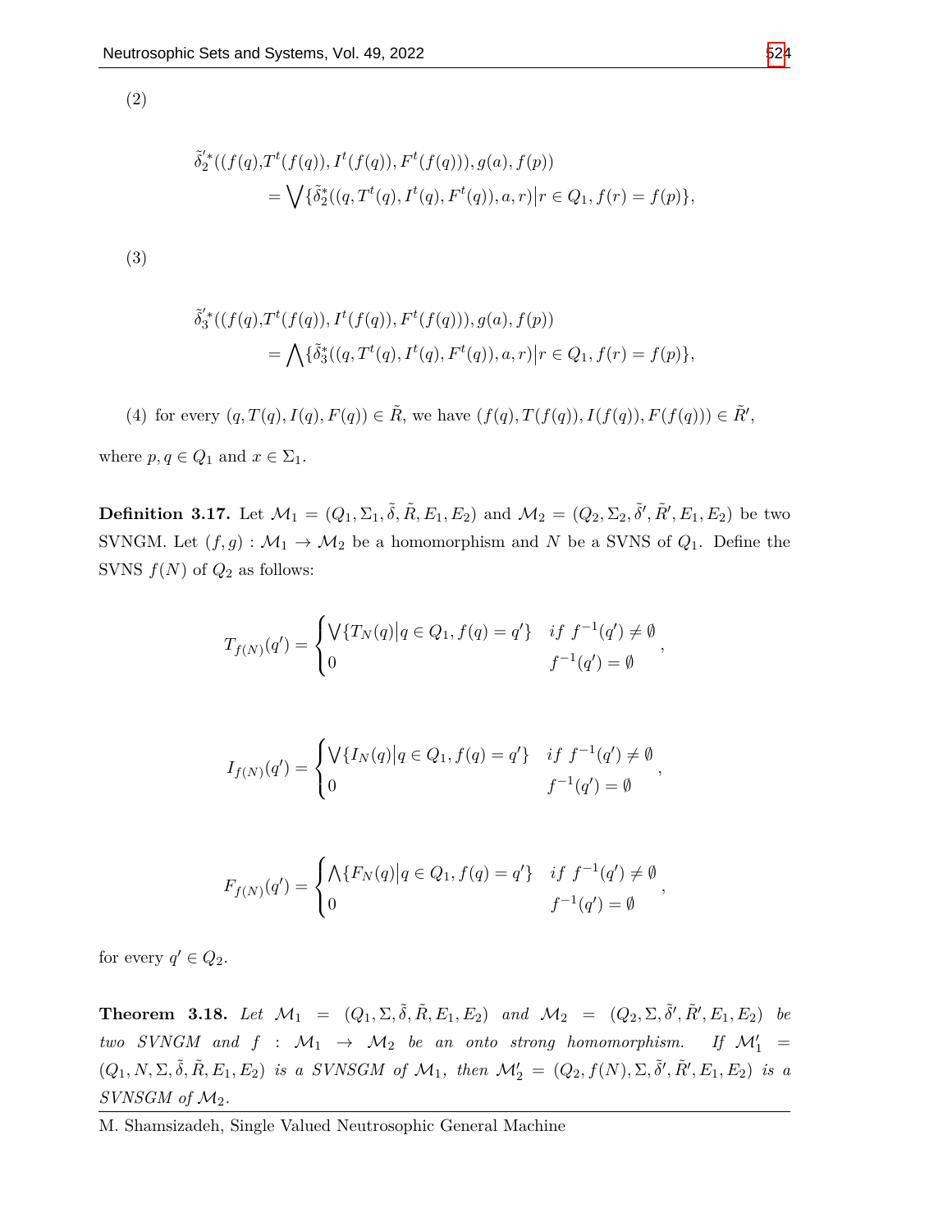(2)

$$
\begin{aligned}
\tilde{\delta}_2'^*((f(q), &T^t(f(q)), I^t(f(q)), F^t(f(q))), g(a), f(p)) \\
&= \bigvee\{\tilde{\delta}_2^*((q, T^t(q), I^t(q), F^t(q)), a, r) \big| r \in Q_1, f(r) = f(p)\},
\end{aligned}
$$

(3)

$$
\begin{aligned}
\tilde{\delta}_3'^*((f(q), &T^t(f(q)), I^t(f(q)), F^t(f(q))), g(a), f(p)) \\
&= \bigwedge\{\tilde{\delta}_3^*((q, T^t(q), I^t(q), F^t(q)), a, r) \big| r \in Q_1, f(r) = f(p)\},
\end{aligned}
$$

(4) for every $(q, T(q), I(q), F(q)) \in \tilde{R}$, we have $(f(q), T(f(q)), I(f(q)), F(f(q))) \in \tilde{R}'$,

where $p, q \in Q_1$ and $x \in \Sigma_1$.

**Definition 3.17.** Let $\mathcal{M}_1 = (Q_1, \Sigma_1, \tilde{\delta}, \tilde{R}, E_1, E_2)$ and $\mathcal{M}_2 = (Q_2, \Sigma_2, \tilde{\delta}', \tilde{R}', E_1, E_2)$ be two SVNGM. Let $(f, g) : \mathcal{M}_1 \to \mathcal{M}_2$ be a homomorphism and $N$ be a SVNS of $Q_1$. Define the SVNS $f(N)$ of $Q_2$ as follows:

$$
T_{f(N)}(q') = \begin{cases} \bigvee\{T_N(q) \big| q \in Q_1, f(q) = q'\} & if\ f^{-1}(q') \neq \emptyset \\ 0 & f^{-1}(q') = \emptyset \end{cases},
$$

$$
I_{f(N)}(q') = \begin{cases} \bigvee\{I_N(q) \big| q \in Q_1, f(q) = q'\} & if\ f^{-1}(q') \neq \emptyset \\ 0 & f^{-1}(q') = \emptyset \end{cases},
$$

$$
F_{f(N)}(q') = \begin{cases} \bigwedge\{F_N(q) \big| q \in Q_1, f(q) = q'\} & if\ f^{-1}(q') \neq \emptyset \\ 0 & f^{-1}(q') = \emptyset \end{cases},
$$

for every $q' \in Q_2$.

**Theorem 3.18.** *Let $\mathcal{M}_1 = (Q_1, \Sigma, \tilde{\delta}, \tilde{R}, E_1, E_2)$ and $\mathcal{M}_2 = (Q_2, \Sigma, \tilde{\delta}', \tilde{R}', E_1, E_2)$ be two SVNGM and $f : \mathcal{M}_1 \to \mathcal{M}_2$ be an onto strong homomorphism. If $\mathcal{M}_1' = (Q_1, N, \Sigma, \tilde{\delta}, \tilde{R}, E_1, E_2)$ is a SVNSGM of $\mathcal{M}_1$, then $\mathcal{M}_2' = (Q_2, f(N), \Sigma, \tilde{\delta}', \tilde{R}', E_1, E_2)$ is a SVNSGM of $\mathcal{M}_2$.*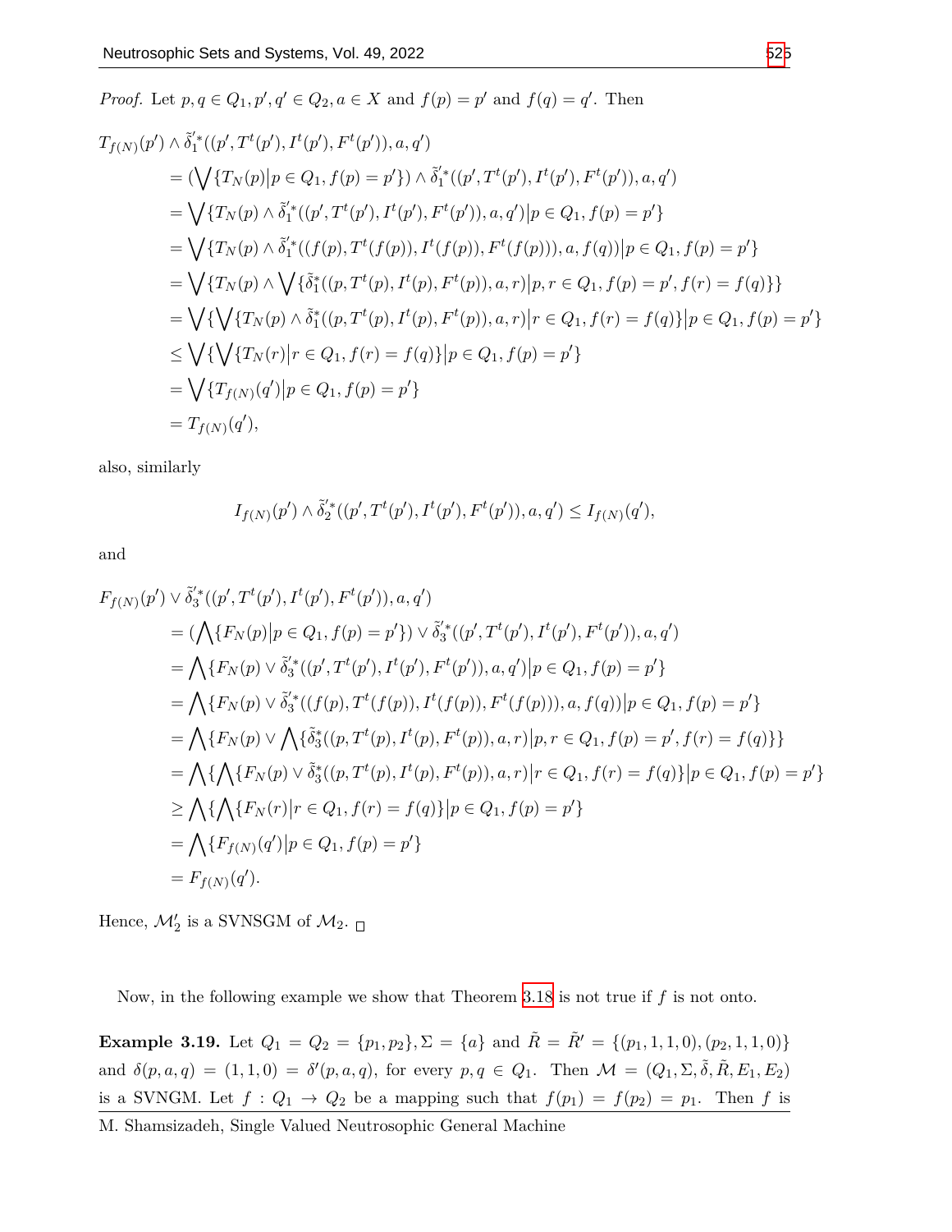*Proof.* Let $p, q \in Q_1, p', q' \in Q_2, a \in X$ and $f(p) = p'$ and $f(q) = q'$. Then

$$
\begin{aligned}
T_{f(N)}(p') &\wedge \tilde{\delta}_1^{'*}((p', T^t(p'), I^t(p'), F^t(p')), a, q') \\
&= (\bigvee \{T_N(p) | p \in Q_1, f(p) = p'\}) \wedge \tilde{\delta}_1^{'*}((p', T^t(p'), I^t(p'), F^t(p')), a, q') \\
&= \bigvee \{T_N(p) \wedge \tilde{\delta}_1^{'*}((p', T^t(p'), I^t(p'), F^t(p')), a, q') | p \in Q_1, f(p) = p'\} \\
&= \bigvee \{T_N(p) \wedge \tilde{\delta}_1^{'*}((f(p), T^t(f(p)), I^t(f(p)), F^t(f(p))), a, f(q)) | p \in Q_1, f(p) = p'\} \\
&= \bigvee \{T_N(p) \wedge \bigvee \{\tilde{\delta}_1^{*}((p, T^t(p), I^t(p), F^t(p)), a, r) | p, r \in Q_1, f(p) = p', f(r) = f(q)\}\} \\
&= \bigvee \{\bigvee \{T_N(p) \wedge \tilde{\delta}_1^{*}((p, T^t(p), I^t(p), F^t(p)), a, r) | r \in Q_1, f(r) = f(q)\} | p \in Q_1, f(p) = p'\} \\
&\leq \bigvee \{\bigvee \{T_N(r) | r \in Q_1, f(r) = f(q)\} | p \in Q_1, f(p) = p'\} \\
&= \bigvee \{T_{f(N)}(q') | p \in Q_1, f(p) = p'\} \\
&= T_{f(N)}(q'),
\end{aligned}
$$

also, similarly

$$
I_{f(N)}(p') \wedge \tilde{\delta}_2^{'*}((p', T^t(p'), I^t(p'), F^t(p')), a, q') \leq I_{f(N)}(q'),
$$

and

$$
\begin{aligned}
F_{f(N)}(p') &\vee \tilde{\delta}_3^{'*}((p', T^t(p'), I^t(p'), F^t(p')), a, q') \\
&= (\bigwedge \{F_N(p) | p \in Q_1, f(p) = p'\}) \vee \tilde{\delta}_3^{'*}((p', T^t(p'), I^t(p'), F^t(p')), a, q') \\
&= \bigwedge \{F_N(p) \vee \tilde{\delta}_3^{'*}((p', T^t(p'), I^t(p'), F^t(p')), a, q') | p \in Q_1, f(p) = p'\} \\
&= \bigwedge \{F_N(p) \vee \tilde{\delta}_3^{'*}((f(p), T^t(f(p)), I^t(f(p)), F^t(f(p))), a, f(q)) | p \in Q_1, f(p) = p'\} \\
&= \bigwedge \{F_N(p) \vee \bigwedge \{\tilde{\delta}_3^{*}((p, T^t(p), I^t(p), F^t(p)), a, r) | p, r \in Q_1, f(p) = p', f(r) = f(q)\}\} \\
&= \bigwedge \{\bigwedge \{F_N(p) \vee \tilde{\delta}_3^{*}((p, T^t(p), I^t(p), F^t(p)), a, r) | r \in Q_1, f(r) = f(q)\} | p \in Q_1, f(p) = p'\} \\
&\geq \bigwedge \{\bigwedge \{F_N(r) | r \in Q_1, f(r) = f(q)\} | p \in Q_1, f(p) = p'\} \\
&= \bigwedge \{F_{f(N)}(q') | p \in Q_1, f(p) = p'\} \\
&= F_{f(N)}(q').
\end{aligned}
$$

Hence, $\mathcal{M}_2'$ is a SVNSGM of $\mathcal{M}_2$. □

Now, in the following example we show that Theorem 3.18 is not true if $f$ is not onto.

**Example 3.19.** Let $Q_1 = Q_2 = \{p_1, p_2\}, \Sigma = \{a\}$ and $\tilde{R} = \tilde{R}' = \{(p_1, 1, 1, 0), (p_2, 1, 1, 0)\}$ and $\delta(p, a, q) = (1, 1, 0) = \delta'(p, a, q)$, for every $p, q \in Q_1$. Then $\mathcal{M} = (Q_1, \Sigma, \tilde{\delta}, \tilde{R}, E_1, E_2)$ is a SVNGM. Let $f : Q_1 \to Q_2$ be a mapping such that $f(p_1) = f(p_2) = p_1$. Then $f$ is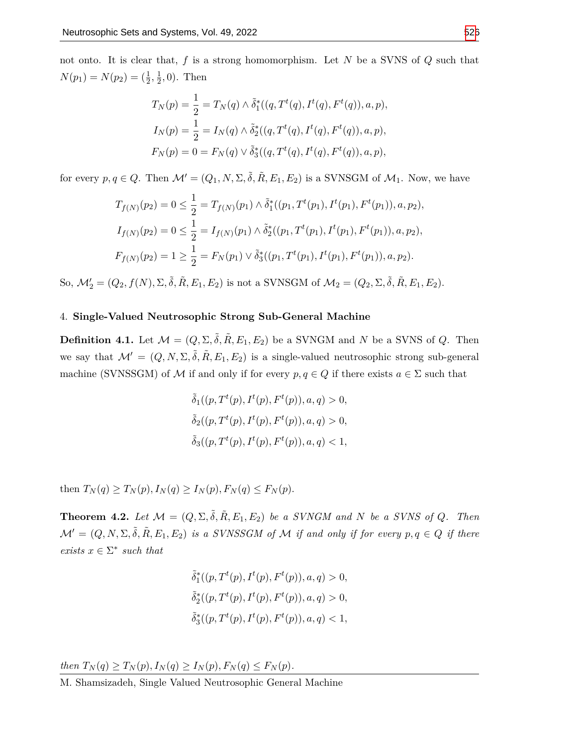not onto. It is clear that, $f$ is a strong homomorphism. Let $N$ be a SVNS of $Q$ such that $N(p_1) = N(p_2) = (\frac{1}{2}, \frac{1}{2}, 0)$. Then

$$T_N(p) = \frac{1}{2} = T_N(q) \wedge \tilde{\delta}_1^*((q, T^t(q), I^t(q), F^t(q)), a, p),$$
$$I_N(p) = \frac{1}{2} = I_N(q) \wedge \tilde{\delta}_2^*((q, T^t(q), I^t(q), F^t(q)), a, p),$$
$$F_N(p) = 0 = F_N(q) \vee \tilde{\delta}_3^*((q, T^t(q), I^t(q), F^t(q)), a, p),$$

for every $p, q \in Q$. Then $\mathcal{M}' = (Q_1, N, \Sigma, \tilde{\delta}, \tilde{R}, E_1, E_2)$ is a SVNSGM of $\mathcal{M}_1$. Now, we have

$$T_{f(N)}(p_2) = 0 \leq \frac{1}{2} = T_{f(N)}(p_1) \wedge \tilde{\delta}_1^*((p_1, T^t(p_1), I^t(p_1), F^t(p_1)), a, p_2),$$
$$I_{f(N)}(p_2) = 0 \leq \frac{1}{2} = I_{f(N)}(p_1) \wedge \tilde{\delta}_2^*((p_1, T^t(p_1), I^t(p_1), F^t(p_1)), a, p_2),$$
$$F_{f(N)}(p_2) = 1 \geq \frac{1}{2} = F_N(p_1) \vee \tilde{\delta}_3^*((p_1, T^t(p_1), I^t(p_1), F^t(p_1)), a, p_2).$$

So, $\mathcal{M}_2' = (Q_2, f(N), \Sigma, \tilde{\delta}, \tilde{R}, E_1, E_2)$ is not a SVNSGM of $\mathcal{M}_2 = (Q_2, \Sigma, \tilde{\delta}, \tilde{R}, E_1, E_2)$.

## 4. Single-Valued Neutrosophic Strong Sub-General Machine

**Definition 4.1.** Let $\mathcal{M} = (Q, \Sigma, \tilde{\delta}, \tilde{R}, E_1, E_2)$ be a SVNGM and $N$ be a SVNS of $Q$. Then we say that $\mathcal{M}' = (Q, N, \Sigma, \tilde{\delta}, \tilde{R}, E_1, E_2)$ is a single-valued neutrosophic strong sub-general machine (SVNSSGM) of $\mathcal{M}$ if and only if for every $p, q \in Q$ if there exists $a \in \Sigma$ such that

$$\tilde{\delta}_1((p, T^t(p), I^t(p), F^t(p)), a, q) > 0,$$
$$\tilde{\delta}_2((p, T^t(p), I^t(p), F^t(p)), a, q) > 0,$$
$$\tilde{\delta}_3((p, T^t(p), I^t(p), F^t(p)), a, q) < 1,$$

then $T_N(q) \geq T_N(p), I_N(q) \geq I_N(p), F_N(q) \leq F_N(p)$.

**Theorem 4.2.** *Let $\mathcal{M} = (Q, \Sigma, \tilde{\delta}, \tilde{R}, E_1, E_2)$ be a SVNGM and $N$ be a SVNS of $Q$. Then $\mathcal{M}' = (Q, N, \Sigma, \tilde{\delta}, \tilde{R}, E_1, E_2)$ is a SVNSSGM of $\mathcal{M}$ if and only if for every $p, q \in Q$ if there exists $x \in \Sigma^*$ such that*

$$\tilde{\delta}_1^*((p, T^t(p), I^t(p), F^t(p)), a, q) > 0,$$
$$\tilde{\delta}_2^*((p, T^t(p), I^t(p), F^t(p)), a, q) > 0,$$
$$\tilde{\delta}_3^*((p, T^t(p), I^t(p), F^t(p)), a, q) < 1,$$

*then $T_N(q) \geq T_N(p), I_N(q) \geq I_N(p), F_N(q) \leq F_N(p)$.*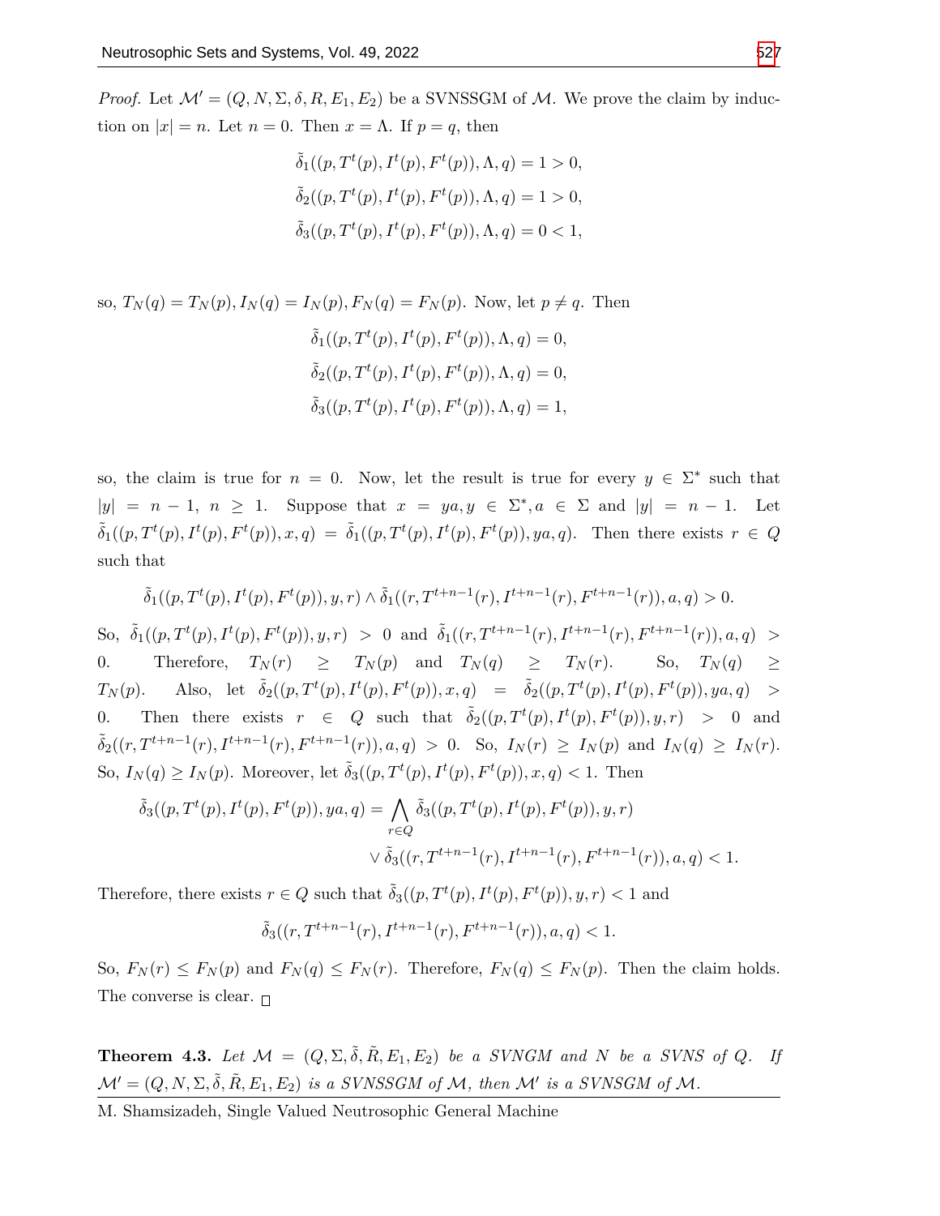*Proof.* Let $\mathcal{M}' = (Q, N, \Sigma, \delta, R, E_1, E_2)$ be a SVNSSGM of $\mathcal{M}$. We prove the claim by induction on $|x| = n$. Let $n = 0$. Then $x = \Lambda$. If $p = q$, then

$$\tilde{\delta}_1((p, T^t(p), I^t(p), F^t(p)), \Lambda, q) = 1 > 0,$$
$$\tilde{\delta}_2((p, T^t(p), I^t(p), F^t(p)), \Lambda, q) = 1 > 0,$$
$$\tilde{\delta}_3((p, T^t(p), I^t(p), F^t(p)), \Lambda, q) = 0 < 1,$$

so, $T_N(q) = T_N(p), I_N(q) = I_N(p), F_N(q) = F_N(p)$. Now, let $p \neq q$. Then

$$\tilde{\delta}_1((p, T^t(p), I^t(p), F^t(p)), \Lambda, q) = 0,$$
$$\tilde{\delta}_2((p, T^t(p), I^t(p), F^t(p)), \Lambda, q) = 0,$$
$$\tilde{\delta}_3((p, T^t(p), I^t(p), F^t(p)), \Lambda, q) = 1,$$

so, the claim is true for $n = 0$. Now, let the result is true for every $y \in \Sigma^*$ such that $|y| = n - 1$, $n \geq 1$. Suppose that $x = ya, y \in \Sigma^*, a \in \Sigma$ and $|y| = n - 1$. Let $\tilde{\delta}_1((p, T^t(p), I^t(p), F^t(p)), x, q) = \tilde{\delta}_1((p, T^t(p), I^t(p), F^t(p)), ya, q)$. Then there exists $r \in Q$ such that

$$\tilde{\delta}_1((p, T^t(p), I^t(p), F^t(p)), y, r) \wedge \tilde{\delta}_1((r, T^{t+n-1}(r), I^{t+n-1}(r), F^{t+n-1}(r)), a, q) > 0.$$

So, $\tilde{\delta}_1((p, T^t(p), I^t(p), F^t(p)), y, r) > 0$ and $\tilde{\delta}_1((r, T^{t+n-1}(r), I^{t+n-1}(r), F^{t+n-1}(r)), a, q) > 0$. Therefore, $T_N(r) \geq T_N(p)$ and $T_N(q) \geq T_N(r)$. So, $T_N(q) \geq T_N(p)$. Also, let $\tilde{\delta}_2((p, T^t(p), I^t(p), F^t(p)), x, q) = \tilde{\delta}_2((p, T^t(p), I^t(p), F^t(p)), ya, q) > 0$. Then there exists $r \in Q$ such that $\tilde{\delta}_2((p, T^t(p), I^t(p), F^t(p)), y, r) > 0$ and $\tilde{\delta}_2((r, T^{t+n-1}(r), I^{t+n-1}(r), F^{t+n-1}(r)), a, q) > 0$. So, $I_N(r) \geq I_N(p)$ and $I_N(q) \geq I_N(r)$. So, $I_N(q) \geq I_N(p)$. Moreover, let $\tilde{\delta}_3((p, T^t(p), I^t(p), F^t(p)), x, q) < 1$. Then

$$\tilde{\delta}_3((p, T^t(p), I^t(p), F^t(p)), ya, q) = \bigwedge_{r \in Q} \tilde{\delta}_3((p, T^t(p), I^t(p), F^t(p)), y, r) \vee \tilde{\delta}_3((r, T^{t+n-1}(r), I^{t+n-1}(r), F^{t+n-1}(r)), a, q) < 1.$$

Therefore, there exists $r \in Q$ such that $\tilde{\delta}_3((p, T^t(p), I^t(p), F^t(p)), y, r) < 1$ and

$$\tilde{\delta}_3((r, T^{t+n-1}(r), I^{t+n-1}(r), F^{t+n-1}(r)), a, q) < 1.$$

So, $F_N(r) \leq F_N(p)$ and $F_N(q) \leq F_N(r)$. Therefore, $F_N(q) \leq F_N(p)$. Then the claim holds. The converse is clear. $\square$

**Theorem 4.3.** *Let $\mathcal{M} = (Q, \Sigma, \tilde{\delta}, \tilde{R}, E_1, E_2)$ be a SVNGM and $N$ be a SVNS of $Q$. If $\mathcal{M}' = (Q, N, \Sigma, \tilde{\delta}, \tilde{R}, E_1, E_2)$ is a SVNSSGM of $\mathcal{M}$, then $\mathcal{M}'$ is a SVNSGM of $\mathcal{M}$.*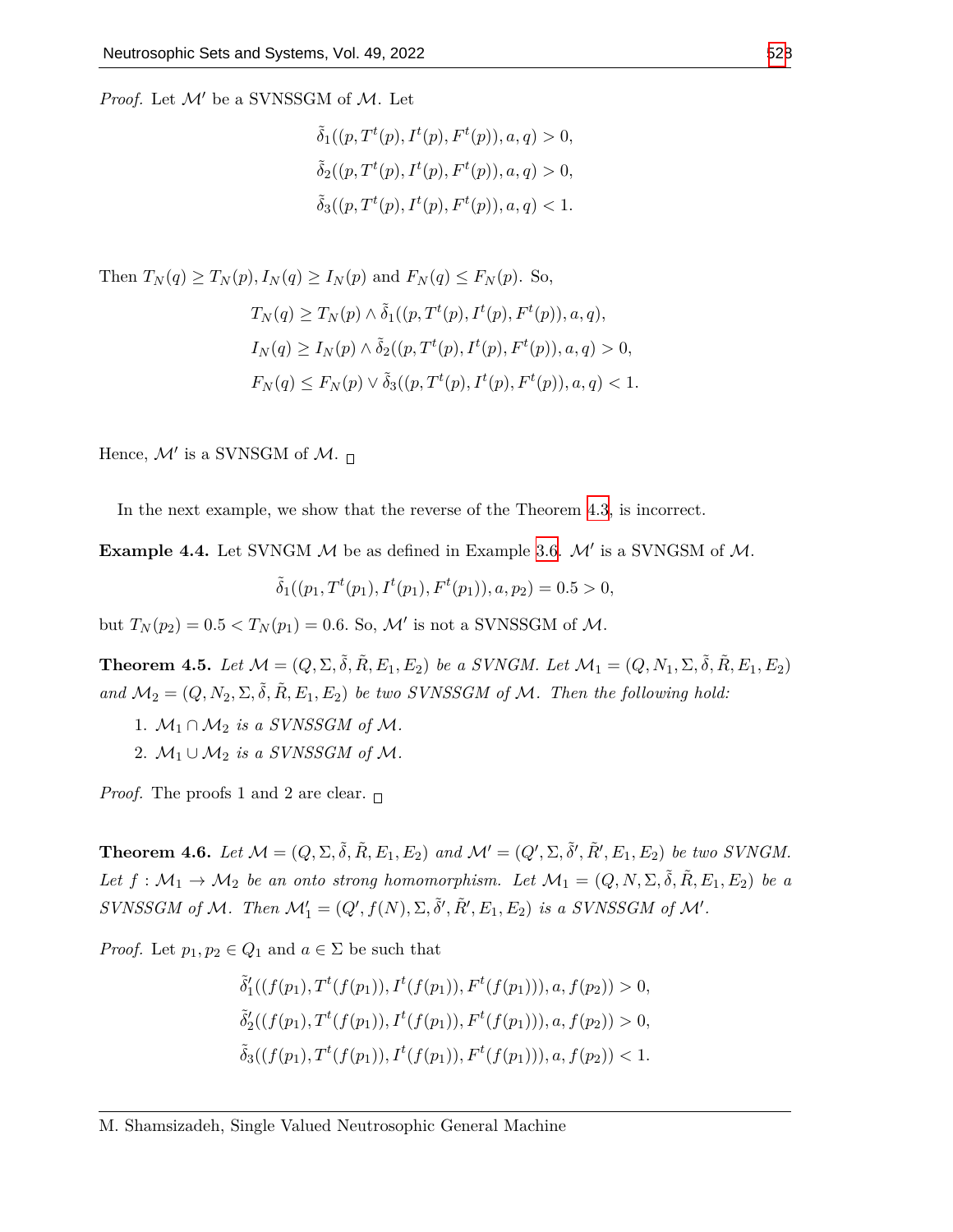*Proof.* Let $\mathcal{M}'$ be a SVNSSGM of $\mathcal{M}$. Let

$$\tilde{\delta}_1((p, T^t(p), I^t(p), F^t(p)), a, q) > 0,$$
$$\tilde{\delta}_2((p, T^t(p), I^t(p), F^t(p)), a, q) > 0,$$
$$\tilde{\delta}_3((p, T^t(p), I^t(p), F^t(p)), a, q) < 1.$$

Then $T_N(q) \geq T_N(p), I_N(q) \geq I_N(p)$ and $F_N(q) \leq F_N(p)$. So,

$$T_N(q) \geq T_N(p) \wedge \tilde{\delta}_1((p, T^t(p), I^t(p), F^t(p)), a, q),$$
$$I_N(q) \geq I_N(p) \wedge \tilde{\delta}_2((p, T^t(p), I^t(p), F^t(p)), a, q) > 0,$$
$$F_N(q) \leq F_N(p) \vee \tilde{\delta}_3((p, T^t(p), I^t(p), F^t(p)), a, q) < 1.$$

Hence, $\mathcal{M}'$ is a SVNSGM of $\mathcal{M}$. □

In the next example, we show that the reverse of the Theorem 4.3, is incorrect.

**Example 4.4.** Let SVNGM $\mathcal{M}$ be as defined in Example 3.6. $\mathcal{M}'$ is a SVNGSM of $\mathcal{M}$.

$$\tilde{\delta}_1((p_1, T^t(p_1), I^t(p_1), F^t(p_1)), a, p_2) = 0.5 > 0,$$

but $T_N(p_2) = 0.5 < T_N(p_1) = 0.6$. So, $\mathcal{M}'$ is not a SVNSSGM of $\mathcal{M}$.

**Theorem 4.5.** *Let $\mathcal{M} = (Q, \Sigma, \tilde{\delta}, \tilde{R}, E_1, E_2)$ be a SVNGM. Let $\mathcal{M}_1 = (Q, N_1, \Sigma, \tilde{\delta}, \tilde{R}, E_1, E_2)$ and $\mathcal{M}_2 = (Q, N_2, \Sigma, \tilde{\delta}, \tilde{R}, E_1, E_2)$ be two SVNSSGM of $\mathcal{M}$. Then the following hold:*

1. *$\mathcal{M}_1 \cap \mathcal{M}_2$ is a SVNSSGM of $\mathcal{M}$.*
2. *$\mathcal{M}_1 \cup \mathcal{M}_2$ is a SVNSSGM of $\mathcal{M}$.*

*Proof.* The proofs 1 and 2 are clear. □

**Theorem 4.6.** *Let $\mathcal{M} = (Q, \Sigma, \tilde{\delta}, \tilde{R}, E_1, E_2)$ and $\mathcal{M}' = (Q', \Sigma, \tilde{\delta}', \tilde{R}', E_1, E_2)$ be two SVNGM. Let $f : \mathcal{M}_1 \to \mathcal{M}_2$ be an onto strong homomorphism. Let $\mathcal{M}_1 = (Q, N, \Sigma, \tilde{\delta}, \tilde{R}, E_1, E_2)$ be a SVNSSGM of $\mathcal{M}$. Then $\mathcal{M}_1' = (Q', f(N), \Sigma, \tilde{\delta}', \tilde{R}', E_1, E_2)$ is a SVNSSGM of $\mathcal{M}'$.*

*Proof.* Let $p_1, p_2 \in Q_1$ and $a \in \Sigma$ be such that

$$\tilde{\delta}_1'((f(p_1), T^t(f(p_1)), I^t(f(p_1)), F^t(f(p_1))), a, f(p_2)) > 0,$$
$$\tilde{\delta}_2'((f(p_1), T^t(f(p_1)), I^t(f(p_1)), F^t(f(p_1))), a, f(p_2)) > 0,$$
$$\tilde{\delta}_3((f(p_1), T^t(f(p_1)), I^t(f(p_1)), F^t(f(p_1))), a, f(p_2)) < 1.$$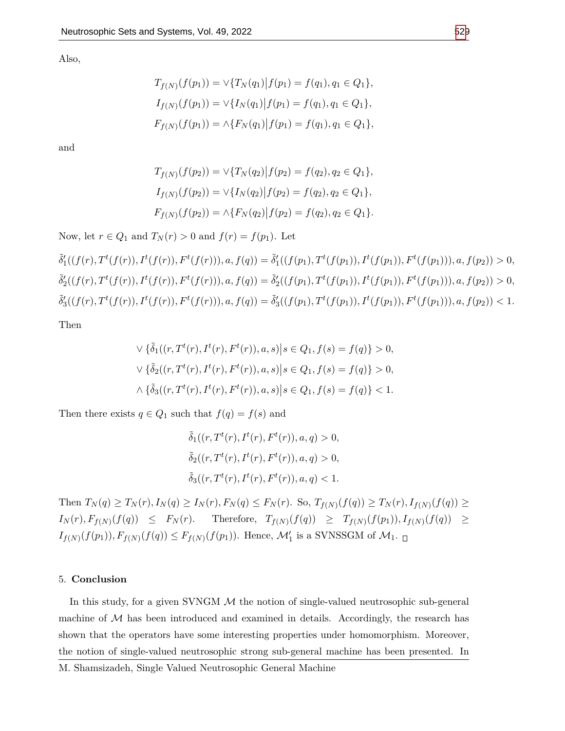Also,

$$T_{f(N)}(f(p_1)) = \vee\{T_N(q_1)\big|f(p_1) = f(q_1), q_1 \in Q_1\},$$
$$I_{f(N)}(f(p_1)) = \vee\{I_N(q_1)\big|f(p_1) = f(q_1), q_1 \in Q_1\},$$
$$F_{f(N)}(f(p_1)) = \wedge\{F_N(q_1)\big|f(p_1) = f(q_1), q_1 \in Q_1\},$$

and

$$T_{f(N)}(f(p_2)) = \vee\{T_N(q_2)\big|f(p_2) = f(q_2), q_2 \in Q_1\},$$
$$I_{f(N)}(f(p_2)) = \vee\{I_N(q_2)\big|f(p_2) = f(q_2), q_2 \in Q_1\},$$
$$F_{f(N)}(f(p_2)) = \wedge\{F_N(q_2)\big|f(p_2) = f(q_2), q_2 \in Q_1\}.$$

Now, let $r \in Q_1$ and $T_N(r) > 0$ and $f(r) = f(p_1)$. Let

$$\tilde{\delta}'_1((f(r), T^t(f(r)), I^t(f(r)), F^t(f(r))), a, f(q)) = \tilde{\delta}'_1((f(p_1), T^t(f(p_1)), I^t(f(p_1)), F^t(f(p_1))), a, f(p_2)) > 0,$$
$$\tilde{\delta}'_2((f(r), T^t(f(r)), I^t(f(r)), F^t(f(r))), a, f(q)) = \tilde{\delta}'_2((f(p_1), T^t(f(p_1)), I^t(f(p_1)), F^t(f(p_1))), a, f(p_2)) > 0,$$
$$\tilde{\delta}'_3((f(r), T^t(f(r)), I^t(f(r)), F^t(f(r))), a, f(q)) = \tilde{\delta}'_3((f(p_1), T^t(f(p_1)), I^t(f(p_1)), F^t(f(p_1))), a, f(p_2)) < 1.$$

Then

$$\vee\{\tilde{\delta}_1((r, T^t(r), I^t(r), F^t(r)), a, s)\big|s \in Q_1, f(s) = f(q)\} > 0,$$
$$\vee\{\tilde{\delta}_2((r, T^t(r), I^t(r), F^t(r)), a, s)\big|s \in Q_1, f(s) = f(q)\} > 0,$$
$$\wedge\{\tilde{\delta}_3((r, T^t(r), I^t(r), F^t(r)), a, s)\big|s \in Q_1, f(s) = f(q)\} < 1.$$

Then there exists $q \in Q_1$ such that $f(q) = f(s)$ and

$$\tilde{\delta}_1((r, T^t(r), I^t(r), F^t(r)), a, q) > 0,$$
$$\tilde{\delta}_2((r, T^t(r), I^t(r), F^t(r)), a, q) > 0,$$
$$\tilde{\delta}_3((r, T^t(r), I^t(r), F^t(r)), a, q) < 1.$$

Then $T_N(q) \geq T_N(r), I_N(q) \geq I_N(r), F_N(q) \leq F_N(r)$. So, $T_{f(N)}(f(q)) \geq T_N(r), I_{f(N)}(f(q)) \geq I_N(r), F_{f(N)}(f(q)) \leq F_N(r)$. Therefore, $T_{f(N)}(f(q)) \geq T_{f(N)}(f(p_1)), I_{f(N)}(f(q)) \geq I_{f(N)}(f(p_1)), F_{f(N)}(f(q)) \leq F_{f(N)}(f(p_1))$. Hence, $\mathcal{M}'_1$ is a SVNSSGM of $\mathcal{M}_1$. □

## 5. Conclusion

In this study, for a given SVNGM $\mathcal{M}$ the notion of single-valued neutrosophic sub-general machine of $\mathcal{M}$ has been introduced and examined in details. Accordingly, the research has shown that the operators have some interesting properties under homomorphism. Moreover, the notion of single-valued neutrosophic strong sub-general machine has been presented. In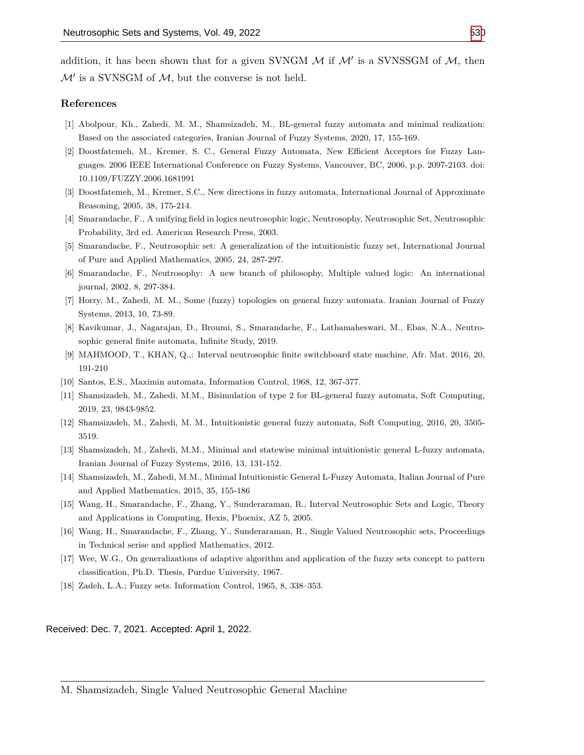addition, it has been shown that for a given SVNGM $\mathcal{M}$ if $\mathcal{M}'$ is a SVNSSGM of $\mathcal{M}$, then $\mathcal{M}'$ is a SVNSGM of $\mathcal{M}$, but the converse is not held.

## References

[1] Abolpour, Kh., Zahedi, M. M., Shamsizadeh, M., BL-general fuzzy automata and minimal realization: Based on the associated categories, Iranian Journal of Fuzzy Systems, 2020, 17, 155-169.

[2] Doostfatemeh, M., Kremer, S. C., General Fuzzy Automata, New Efficient Acceptors for Fuzzy Languages. 2006 IEEE International Conference on Fuzzy Systems, Vancouver, BC, 2006, p.p. 2097-2103. doi: 10.1109/FUZZY.2006.1681991

[3] Doostfatemeh, M., Kremer, S.C., New directions in fuzzy automata, International Journal of Approximate Reasoning, 2005, 38, 175-214.

[4] Smarandache, F., A unifying field in logics neutrosophic logic, Neutrosophy, Neutrosophic Set, Neutrosophic Probability, 3rd ed. American Research Press, 2003.

[5] Smarandache, F., Neutrosophic set: A generalization of the intuitionistic fuzzy set, International Journal of Pure and Applied Mathematics, 2005, 24, 287-297.

[6] Smarandache, F., Neutrosophy: A new branch of philosophy, Multiple valued logic: An international journal, 2002, 8, 297-384.

[7] Horry, M., Zahedi, M. M., Some (fuzzy) topologies on general fuzzy automata. Iranian Journal of Fuzzy Systems, 2013, 10, 73-89.

[8] Kavikumar, J., Nagarajan, D., Broumi, S., Smarandache, F., Lathamaheswari, M., Ebas, N.A., Neutrosophic general finite automata, Infinite Study, 2019.

[9] MAHMOOD, T., KHAN, Q.,: Interval neutrosophic finite switchboard state machine, Afr. Mat. 2016, 20, 191-210

[10] Santos, E.S., Maximin automata, Information Control, 1968, 12, 367-377.

[11] Shamsizadeh, M., Zahedi, M.M., Bisimulation of type 2 for BL-general fuzzy automata, Soft Computing, 2019, 23, 9843-9852.

[12] Shamsizadeh, M., Zahedi, M. M., Intuitionistic general fuzzy automata, Soft Computing, 2016, 20, 3505-3519.

[13] Shamsizadeh, M., Zahedi, M.M., Minimal and statewise minimal intuitionistic general L-fuzzy automata, Iranian Journal of Fuzzy Systems, 2016, 13, 131-152.

[14] Shamsizadeh, M., Zahedi, M.M., Minimal Intuitionistic General L-Fuzzy Automata, Italian Journal of Pure and Applied Mathematics, 2015, 35, 155-186

[15] Wang, H., Smarandache, F., Zhang, Y., Sunderaraman, R., Interval Neutrosophic Sets and Logic, Theory and Applications in Computing, Hexis, Phoenix, AZ 5, 2005.

[16] Wang, H., Smarandache, F., Zhang, Y., Sunderaraman, R., Single Valued Neutrosophic sets, Proceedings in Technical serise and applied Mathematics, 2012.

[17] Wee, W.G., On generalizations of adaptive algorithm and application of the fuzzy sets concept to pattern classification, Ph.D. Thesis, Purdue University, 1967.

[18] Zadeh, L.A.; Fuzzy sets. Information Control, 1965, 8, 338–353.

Received: Dec. 7, 2021. Accepted: April 1, 2022.